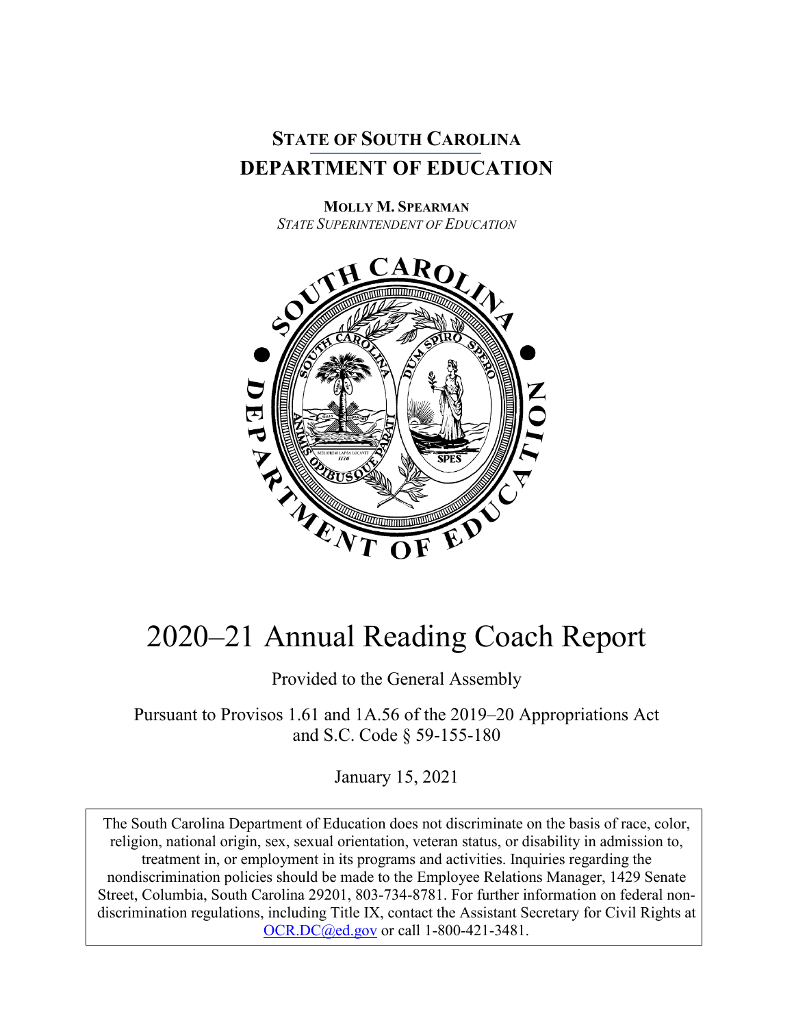**STATE OF SOUTH CAROLINA**
**DEPARTMENT OF EDUCATION**

**MOLLY M. SPEARMAN**
*STATE SUPERINTENDENT OF EDUCATION*

# 2020–21 Annual Reading Coach Report

Provided to the General Assembly

Pursuant to Provisos 1.61 and 1A.56 of the 2019–20 Appropriations Act and S.C. Code § 59-155-180

January 15, 2021

The South Carolina Department of Education does not discriminate on the basis of race, color, religion, national origin, sex, sexual orientation, veteran status, or disability in admission to, treatment in, or employment in its programs and activities. Inquiries regarding the nondiscrimination policies should be made to the Employee Relations Manager, 1429 Senate Street, Columbia, South Carolina 29201, 803-734-8781. For further information on federal non-discrimination regulations, including Title IX, contact the Assistant Secretary for Civil Rights at OCR.DC@ed.gov or call 1-800-421-3481.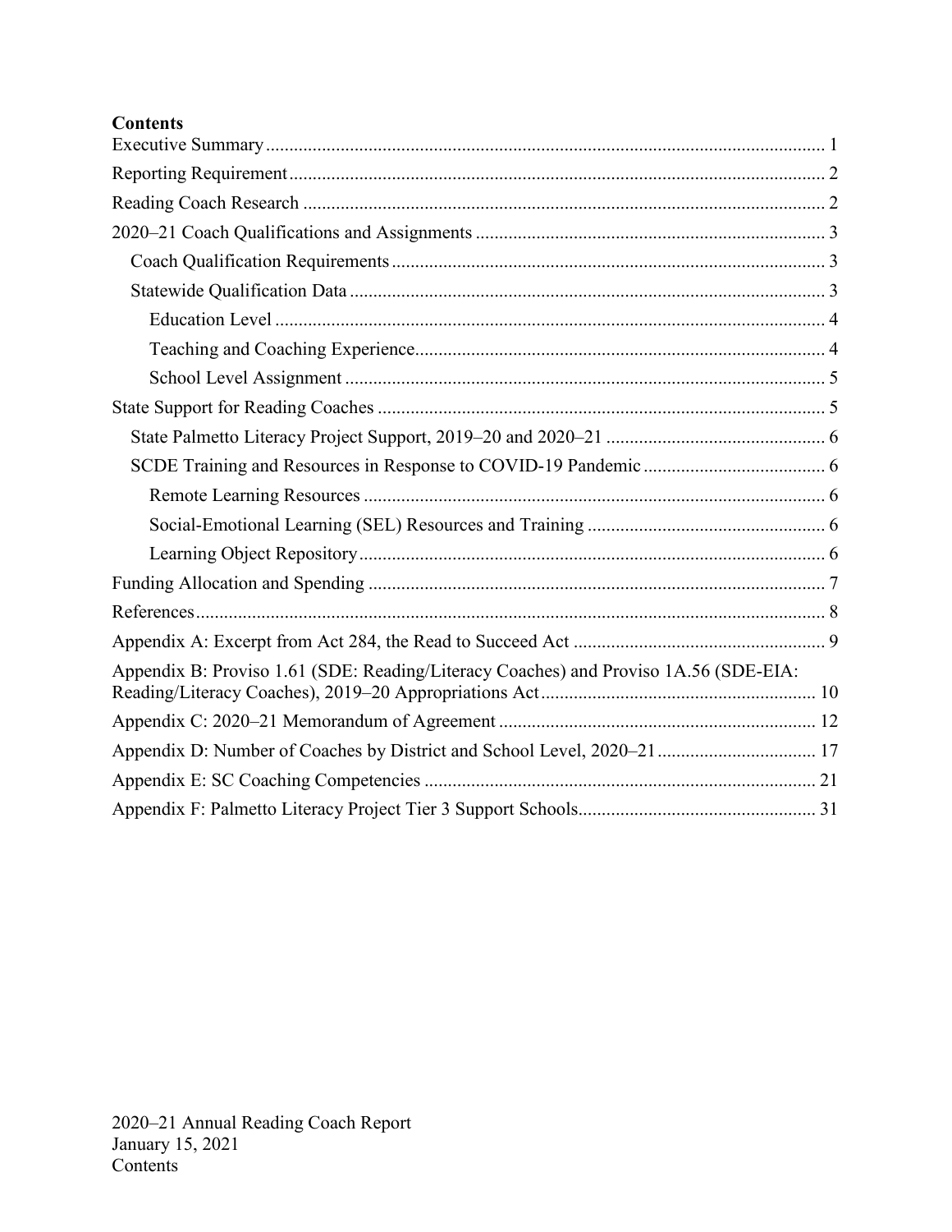**Contents**

Executive Summary ........................................................................................................................ 1

Reporting Requirement .................................................................................................................. 2

Reading Coach Research ............................................................................................................... 2

2020–21 Coach Qualifications and Assignments .......................................................................... 3

- Coach Qualification Requirements ........................................................................................... 3
- Statewide Qualification Data .................................................................................................... 3
  - Education Level .................................................................................................................... 4
  - Teaching and Coaching Experience....................................................................................... 4
  - School Level Assignment ...................................................................................................... 5

State Support for Reading Coaches ............................................................................................... 5

- State Palmetto Literacy Project Support, 2019–20 and 2020–21 .............................................. 6
- SCDE Training and Resources in Response to COVID-19 Pandemic ....................................... 6
  - Remote Learning Resources .................................................................................................. 6
  - Social-Emotional Learning (SEL) Resources and Training .................................................. 6
  - Learning Object Repository................................................................................................... 6

Funding Allocation and Spending ................................................................................................. 7

References...................................................................................................................................... 8

Appendix A: Excerpt from Act 284, the Read to Succeed Act ..................................................... 9

Appendix B: Proviso 1.61 (SDE: Reading/Literacy Coaches) and Proviso 1A.56 (SDE-EIA: Reading/Literacy Coaches), 2019–20 Appropriations Act.......................................................... 10

Appendix C: 2020–21 Memorandum of Agreement ................................................................... 12

Appendix D: Number of Coaches by District and School Level, 2020–21 ................................. 17

Appendix E: SC Coaching Competencies ................................................................................... 21

Appendix F: Palmetto Literacy Project Tier 3 Support Schools.................................................. 31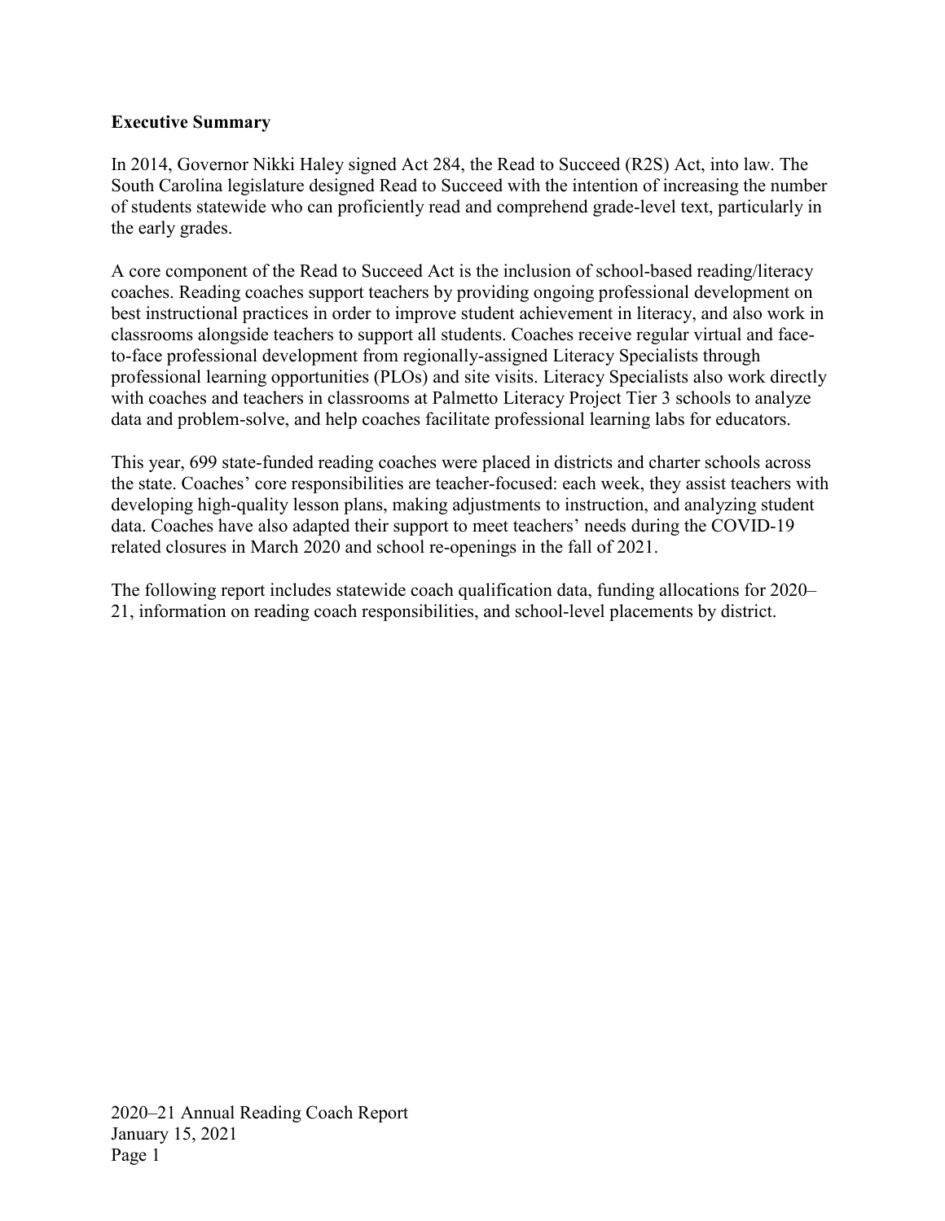**Executive Summary**

In 2014, Governor Nikki Haley signed Act 284, the Read to Succeed (R2S) Act, into law. The South Carolina legislature designed Read to Succeed with the intention of increasing the number of students statewide who can proficiently read and comprehend grade-level text, particularly in the early grades.

A core component of the Read to Succeed Act is the inclusion of school-based reading/literacy coaches. Reading coaches support teachers by providing ongoing professional development on best instructional practices in order to improve student achievement in literacy, and also work in classrooms alongside teachers to support all students. Coaches receive regular virtual and face-to-face professional development from regionally-assigned Literacy Specialists through professional learning opportunities (PLOs) and site visits. Literacy Specialists also work directly with coaches and teachers in classrooms at Palmetto Literacy Project Tier 3 schools to analyze data and problem-solve, and help coaches facilitate professional learning labs for educators.

This year, 699 state-funded reading coaches were placed in districts and charter schools across the state. Coaches' core responsibilities are teacher-focused: each week, they assist teachers with developing high-quality lesson plans, making adjustments to instruction, and analyzing student data. Coaches have also adapted their support to meet teachers' needs during the COVID-19 related closures in March 2020 and school re-openings in the fall of 2021.

The following report includes statewide coach qualification data, funding allocations for 2020–21, information on reading coach responsibilities, and school-level placements by district.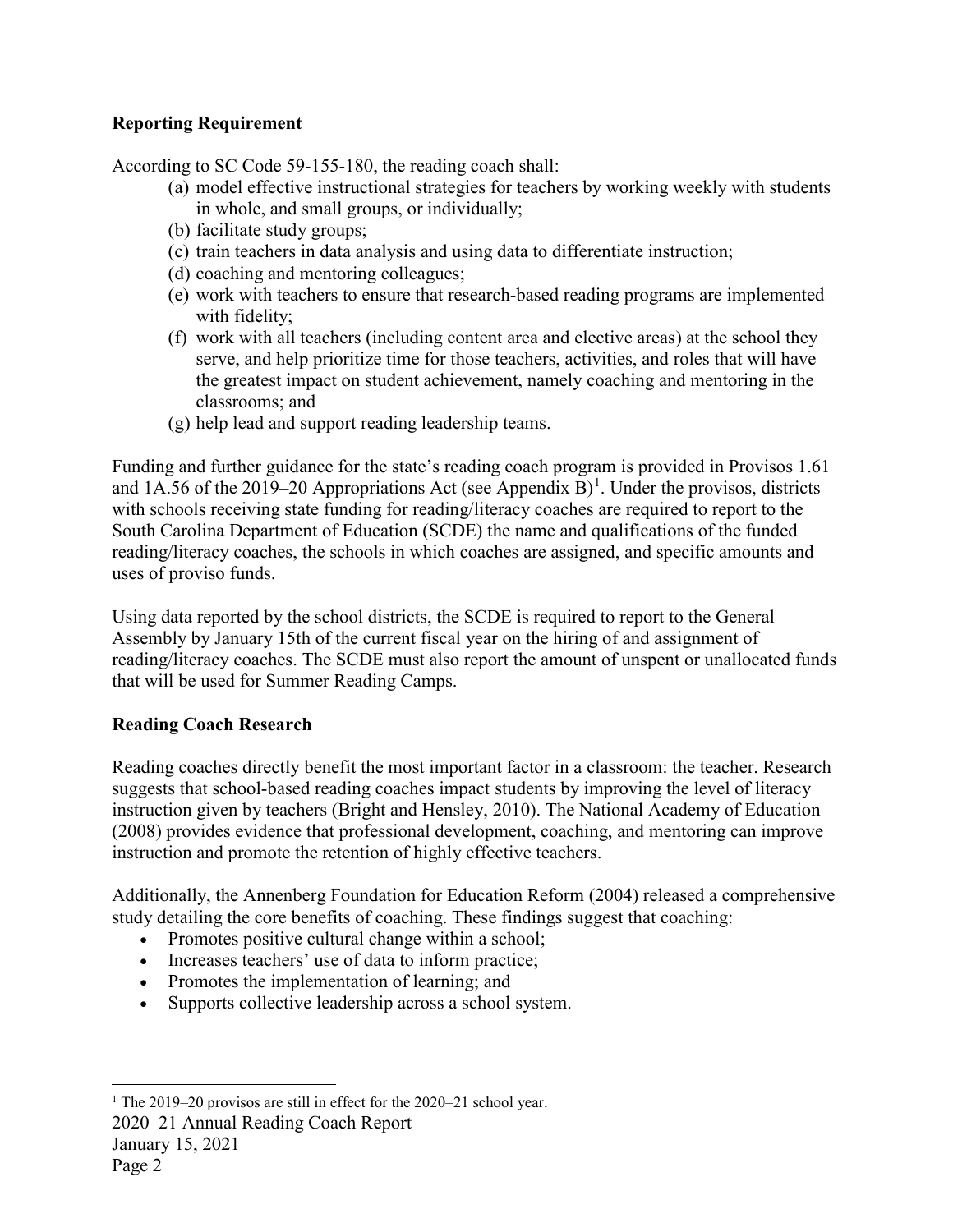## Reporting Requirement

According to SC Code 59-155-180, the reading coach shall:

(a) model effective instructional strategies for teachers by working weekly with students in whole, and small groups, or individually;
(b) facilitate study groups;
(c) train teachers in data analysis and using data to differentiate instruction;
(d) coaching and mentoring colleagues;
(e) work with teachers to ensure that research-based reading programs are implemented with fidelity;
(f) work with all teachers (including content area and elective areas) at the school they serve, and help prioritize time for those teachers, activities, and roles that will have the greatest impact on student achievement, namely coaching and mentoring in the classrooms; and
(g) help lead and support reading leadership teams.

Funding and further guidance for the state's reading coach program is provided in Provisos 1.61 and 1A.56 of the 2019–20 Appropriations Act (see Appendix B)[1]. Under the provisos, districts with schools receiving state funding for reading/literacy coaches are required to report to the South Carolina Department of Education (SCDE) the name and qualifications of the funded reading/literacy coaches, the schools in which coaches are assigned, and specific amounts and uses of proviso funds.

Using data reported by the school districts, the SCDE is required to report to the General Assembly by January 15th of the current fiscal year on the hiring of and assignment of reading/literacy coaches. The SCDE must also report the amount of unspent or unallocated funds that will be used for Summer Reading Camps.

## Reading Coach Research

Reading coaches directly benefit the most important factor in a classroom: the teacher. Research suggests that school-based reading coaches impact students by improving the level of literacy instruction given by teachers (Bright and Hensley, 2010). The National Academy of Education (2008) provides evidence that professional development, coaching, and mentoring can improve instruction and promote the retention of highly effective teachers.

Additionally, the Annenberg Foundation for Education Reform (2004) released a comprehensive study detailing the core benefits of coaching. These findings suggest that coaching:

- Promotes positive cultural change within a school;
- Increases teachers' use of data to inform practice;
- Promotes the implementation of learning; and
- Supports collective leadership across a school system.

[1] The 2019–20 provisos are still in effect for the 2020–21 school year.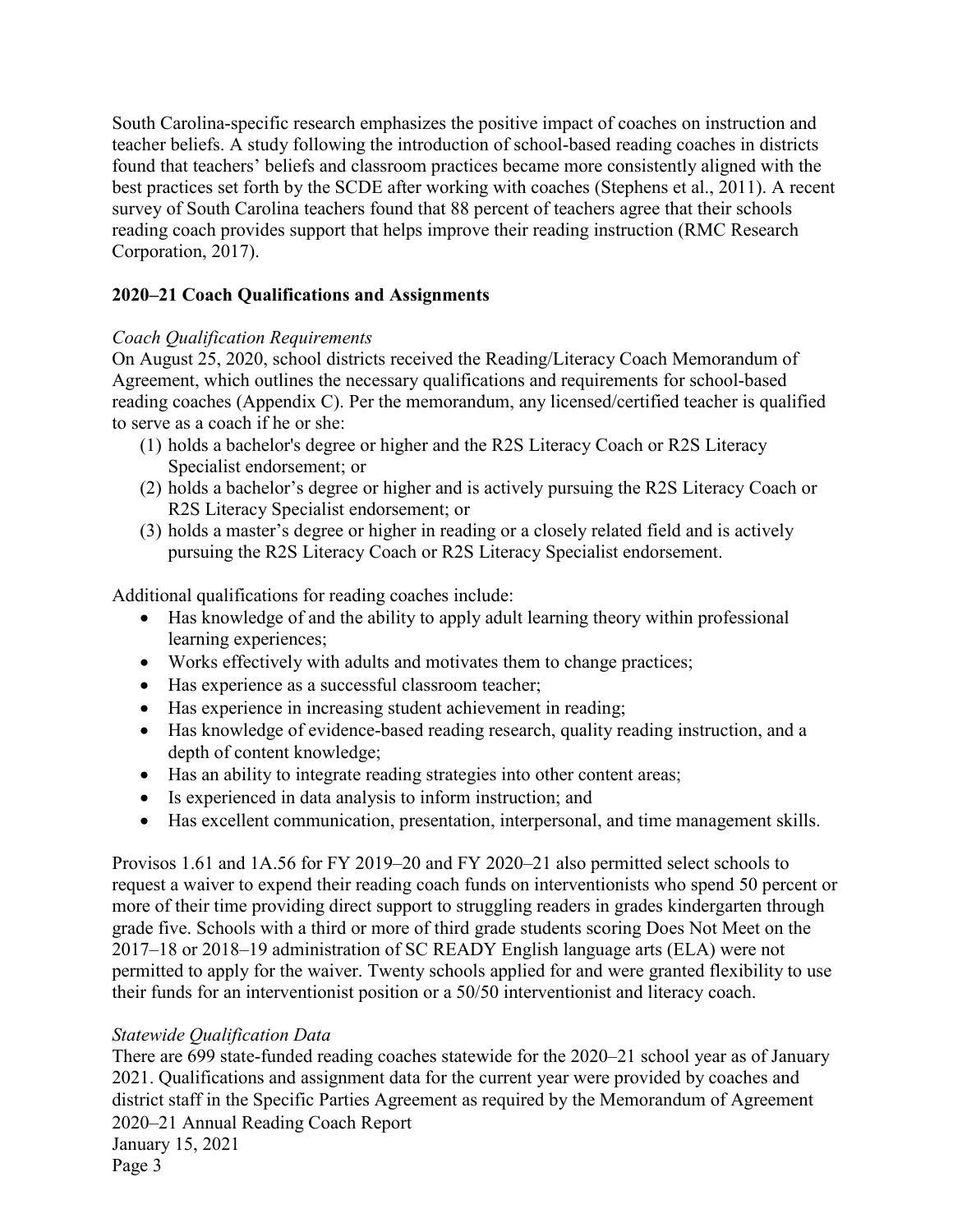South Carolina-specific research emphasizes the positive impact of coaches on instruction and teacher beliefs. A study following the introduction of school-based reading coaches in districts found that teachers' beliefs and classroom practices became more consistently aligned with the best practices set forth by the SCDE after working with coaches (Stephens et al., 2011). A recent survey of South Carolina teachers found that 88 percent of teachers agree that their schools reading coach provides support that helps improve their reading instruction (RMC Research Corporation, 2017).

## 2020–21 Coach Qualifications and Assignments

### *Coach Qualification Requirements*

On August 25, 2020, school districts received the Reading/Literacy Coach Memorandum of Agreement, which outlines the necessary qualifications and requirements for school-based reading coaches (Appendix C). Per the memorandum, any licensed/certified teacher is qualified to serve as a coach if he or she:

(1) holds a bachelor's degree or higher and the R2S Literacy Coach or R2S Literacy Specialist endorsement; or
(2) holds a bachelor's degree or higher and is actively pursuing the R2S Literacy Coach or R2S Literacy Specialist endorsement; or
(3) holds a master's degree or higher in reading or a closely related field and is actively pursuing the R2S Literacy Coach or R2S Literacy Specialist endorsement.

Additional qualifications for reading coaches include:

- Has knowledge of and the ability to apply adult learning theory within professional learning experiences;
- Works effectively with adults and motivates them to change practices;
- Has experience as a successful classroom teacher;
- Has experience in increasing student achievement in reading;
- Has knowledge of evidence-based reading research, quality reading instruction, and a depth of content knowledge;
- Has an ability to integrate reading strategies into other content areas;
- Is experienced in data analysis to inform instruction; and
- Has excellent communication, presentation, interpersonal, and time management skills.

Provisos 1.61 and 1A.56 for FY 2019–20 and FY 2020–21 also permitted select schools to request a waiver to expend their reading coach funds on interventionists who spend 50 percent or more of their time providing direct support to struggling readers in grades kindergarten through grade five. Schools with a third or more of third grade students scoring Does Not Meet on the 2017–18 or 2018–19 administration of SC READY English language arts (ELA) were not permitted to apply for the waiver. Twenty schools applied for and were granted flexibility to use their funds for an interventionist position or a 50/50 interventionist and literacy coach.

### *Statewide Qualification Data*

There are 699 state-funded reading coaches statewide for the 2020–21 school year as of January 2021. Qualifications and assignment data for the current year were provided by coaches and district staff in the Specific Parties Agreement as required by the Memorandum of Agreement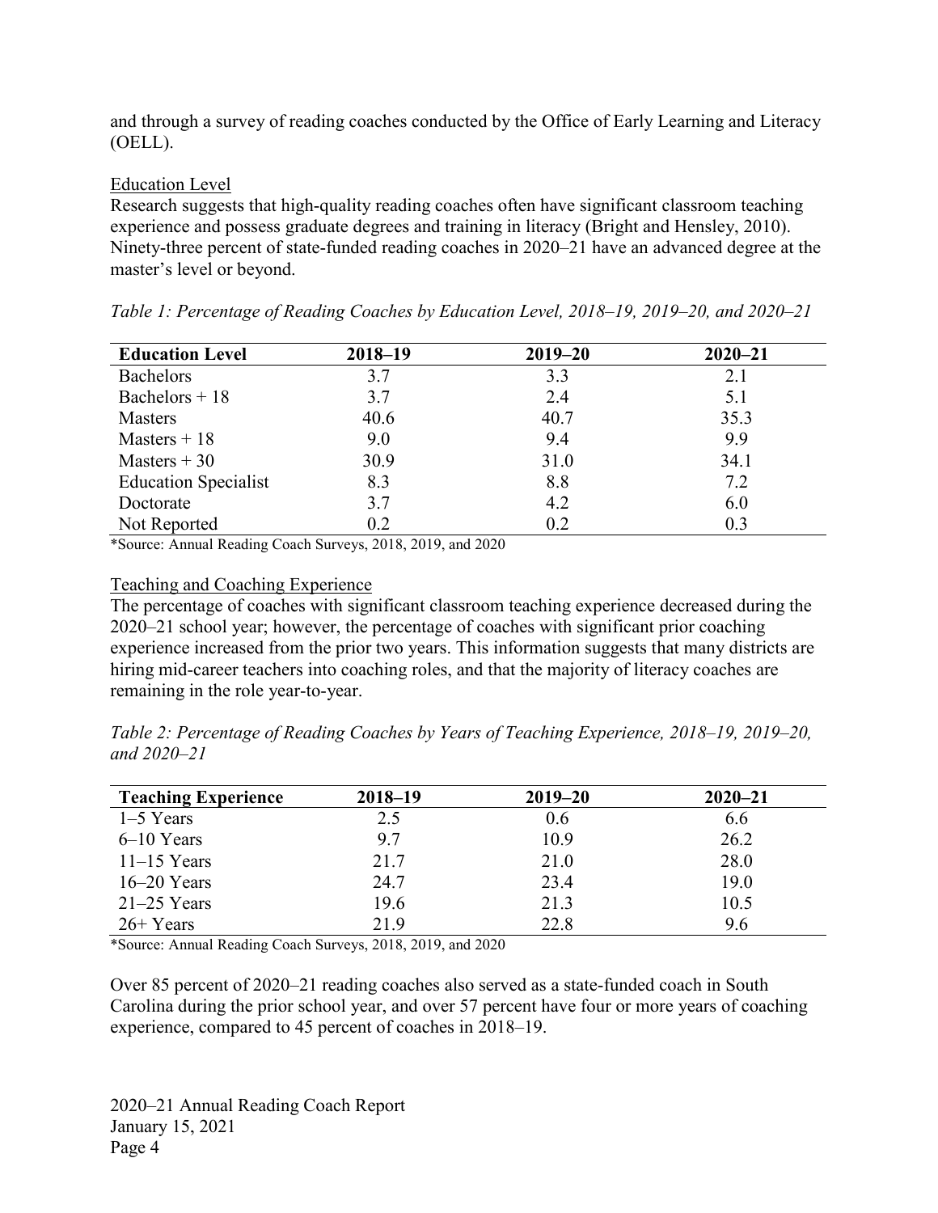and through a survey of reading coaches conducted by the Office of Early Learning and Literacy (OELL).

Education Level

Research suggests that high-quality reading coaches often have significant classroom teaching experience and possess graduate degrees and training in literacy (Bright and Hensley, 2010). Ninety-three percent of state-funded reading coaches in 2020–21 have an advanced degree at the master's level or beyond.

*Table 1: Percentage of Reading Coaches by Education Level, 2018–19, 2019–20, and 2020–21*

| Education Level | 2018–19 | 2019–20 | 2020–21 |
|---|---|---|---|
| Bachelors | 3.7 | 3.3 | 2.1 |
| Bachelors + 18 | 3.7 | 2.4 | 5.1 |
| Masters | 40.6 | 40.7 | 35.3 |
| Masters + 18 | 9.0 | 9.4 | 9.9 |
| Masters + 30 | 30.9 | 31.0 | 34.1 |
| Education Specialist | 8.3 | 8.8 | 7.2 |
| Doctorate | 3.7 | 4.2 | 6.0 |
| Not Reported | 0.2 | 0.2 | 0.3 |

*Source: Annual Reading Coach Surveys, 2018, 2019, and 2020

Teaching and Coaching Experience

The percentage of coaches with significant classroom teaching experience decreased during the 2020–21 school year; however, the percentage of coaches with significant prior coaching experience increased from the prior two years. This information suggests that many districts are hiring mid-career teachers into coaching roles, and that the majority of literacy coaches are remaining in the role year-to-year.

*Table 2: Percentage of Reading Coaches by Years of Teaching Experience, 2018–19, 2019–20, and 2020–21*

| Teaching Experience | 2018–19 | 2019–20 | 2020–21 |
|---|---|---|---|
| 1–5 Years | 2.5 | 0.6 | 6.6 |
| 6–10 Years | 9.7 | 10.9 | 26.2 |
| 11–15 Years | 21.7 | 21.0 | 28.0 |
| 16–20 Years | 24.7 | 23.4 | 19.0 |
| 21–25 Years | 19.6 | 21.3 | 10.5 |
| 26+ Years | 21.9 | 22.8 | 9.6 |

*Source: Annual Reading Coach Surveys, 2018, 2019, and 2020

Over 85 percent of 2020–21 reading coaches also served as a state-funded coach in South Carolina during the prior school year, and over 57 percent have four or more years of coaching experience, compared to 45 percent of coaches in 2018–19.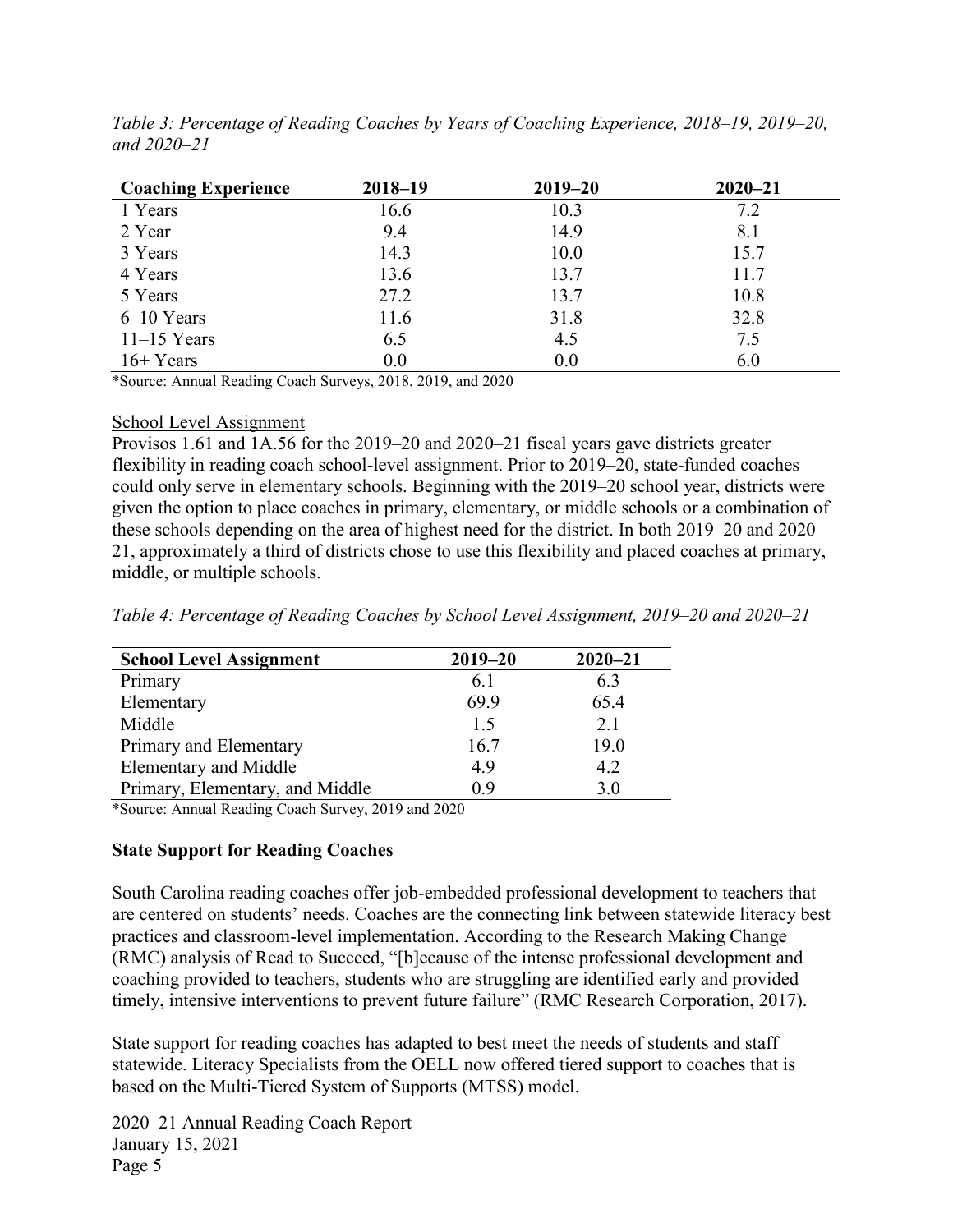*Table 3: Percentage of Reading Coaches by Years of Coaching Experience, 2018–19, 2019–20, and 2020–21*

| Coaching Experience | 2018–19 | 2019–20 | 2020–21 |
|---|---|---|---|
| 1 Years | 16.6 | 10.3 | 7.2 |
| 2 Year | 9.4 | 14.9 | 8.1 |
| 3 Years | 14.3 | 10.0 | 15.7 |
| 4 Years | 13.6 | 13.7 | 11.7 |
| 5 Years | 27.2 | 13.7 | 10.8 |
| 6–10 Years | 11.6 | 31.8 | 32.8 |
| 11–15 Years | 6.5 | 4.5 | 7.5 |
| 16+ Years | 0.0 | 0.0 | 6.0 |

*Source: Annual Reading Coach Surveys, 2018, 2019, and 2020

School Level Assignment

Provisos 1.61 and 1A.56 for the 2019–20 and 2020–21 fiscal years gave districts greater flexibility in reading coach school-level assignment. Prior to 2019–20, state-funded coaches could only serve in elementary schools. Beginning with the 2019–20 school year, districts were given the option to place coaches in primary, elementary, or middle schools or a combination of these schools depending on the area of highest need for the district. In both 2019–20 and 2020–21, approximately a third of districts chose to use this flexibility and placed coaches at primary, middle, or multiple schools.

*Table 4: Percentage of Reading Coaches by School Level Assignment, 2019–20 and 2020–21*

| School Level Assignment | 2019–20 | 2020–21 |
|---|---|---|
| Primary | 6.1 | 6.3 |
| Elementary | 69.9 | 65.4 |
| Middle | 1.5 | 2.1 |
| Primary and Elementary | 16.7 | 19.0 |
| Elementary and Middle | 4.9 | 4.2 |
| Primary, Elementary, and Middle | 0.9 | 3.0 |

*Source: Annual Reading Coach Survey, 2019 and 2020

## State Support for Reading Coaches

South Carolina reading coaches offer job-embedded professional development to teachers that are centered on students' needs. Coaches are the connecting link between statewide literacy best practices and classroom-level implementation. According to the Research Making Change (RMC) analysis of Read to Succeed, "[b]ecause of the intense professional development and coaching provided to teachers, students who are struggling are identified early and provided timely, intensive interventions to prevent future failure" (RMC Research Corporation, 2017).

State support for reading coaches has adapted to best meet the needs of students and staff statewide. Literacy Specialists from the OELL now offered tiered support to coaches that is based on the Multi-Tiered System of Supports (MTSS) model.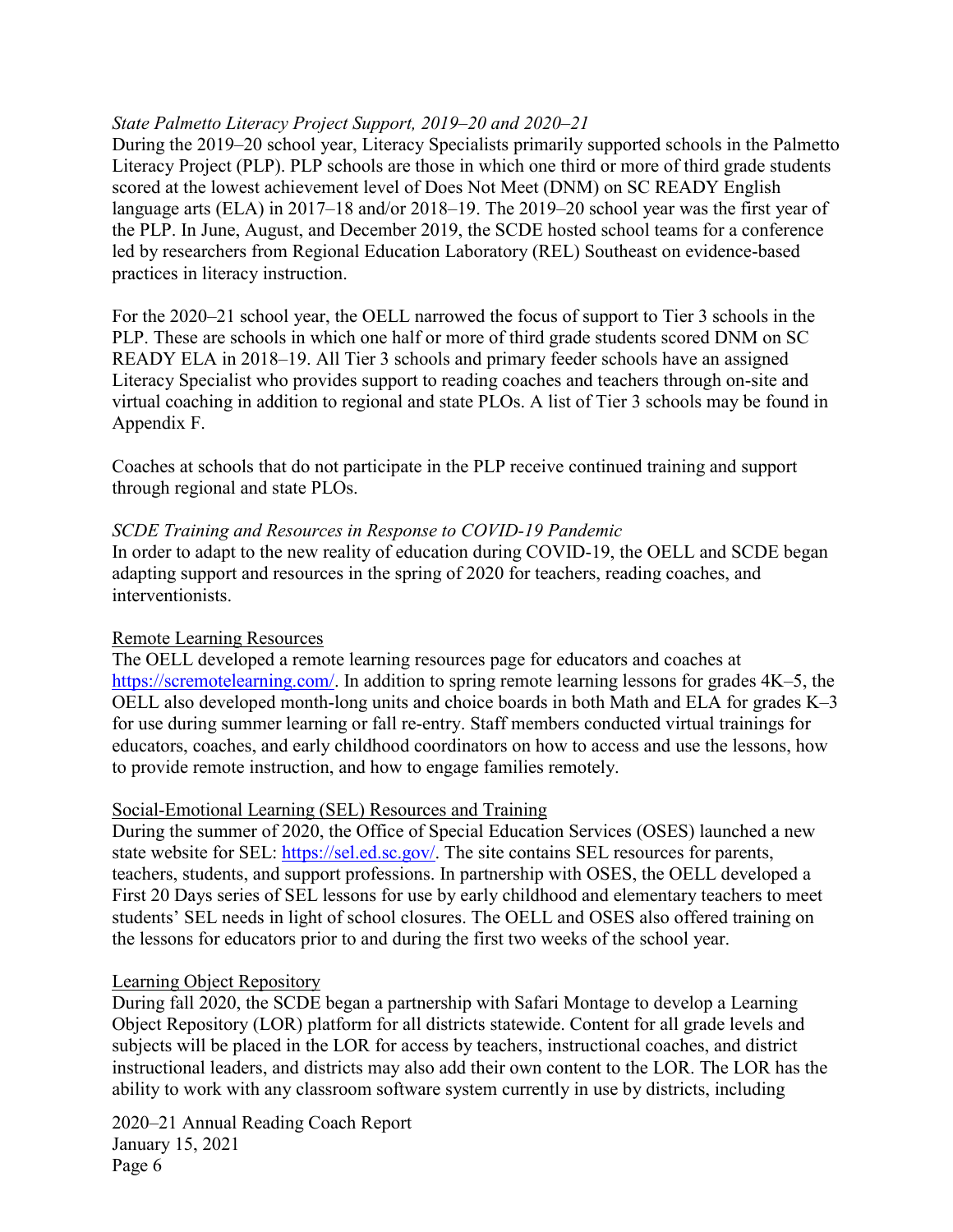*State Palmetto Literacy Project Support, 2019–20 and 2020–21*

During the 2019–20 school year, Literacy Specialists primarily supported schools in the Palmetto Literacy Project (PLP). PLP schools are those in which one third or more of third grade students scored at the lowest achievement level of Does Not Meet (DNM) on SC READY English language arts (ELA) in 2017–18 and/or 2018–19. The 2019–20 school year was the first year of the PLP. In June, August, and December 2019, the SCDE hosted school teams for a conference led by researchers from Regional Education Laboratory (REL) Southeast on evidence-based practices in literacy instruction.

For the 2020–21 school year, the OELL narrowed the focus of support to Tier 3 schools in the PLP. These are schools in which one half or more of third grade students scored DNM on SC READY ELA in 2018–19. All Tier 3 schools and primary feeder schools have an assigned Literacy Specialist who provides support to reading coaches and teachers through on-site and virtual coaching in addition to regional and state PLOs. A list of Tier 3 schools may be found in Appendix F.

Coaches at schools that do not participate in the PLP receive continued training and support through regional and state PLOs.

*SCDE Training and Resources in Response to COVID-19 Pandemic*

In order to adapt to the new reality of education during COVID-19, the OELL and SCDE began adapting support and resources in the spring of 2020 for teachers, reading coaches, and interventionists.

Remote Learning Resources

The OELL developed a remote learning resources page for educators and coaches at https://scremotelearning.com/. In addition to spring remote learning lessons for grades 4K–5, the OELL also developed month-long units and choice boards in both Math and ELA for grades K–3 for use during summer learning or fall re-entry. Staff members conducted virtual trainings for educators, coaches, and early childhood coordinators on how to access and use the lessons, how to provide remote instruction, and how to engage families remotely.

Social-Emotional Learning (SEL) Resources and Training

During the summer of 2020, the Office of Special Education Services (OSES) launched a new state website for SEL: https://sel.ed.sc.gov/. The site contains SEL resources for parents, teachers, students, and support professions. In partnership with OSES, the OELL developed a First 20 Days series of SEL lessons for use by early childhood and elementary teachers to meet students' SEL needs in light of school closures. The OELL and OSES also offered training on the lessons for educators prior to and during the first two weeks of the school year.

Learning Object Repository

During fall 2020, the SCDE began a partnership with Safari Montage to develop a Learning Object Repository (LOR) platform for all districts statewide. Content for all grade levels and subjects will be placed in the LOR for access by teachers, instructional coaches, and district instructional leaders, and districts may also add their own content to the LOR. The LOR has the ability to work with any classroom software system currently in use by districts, including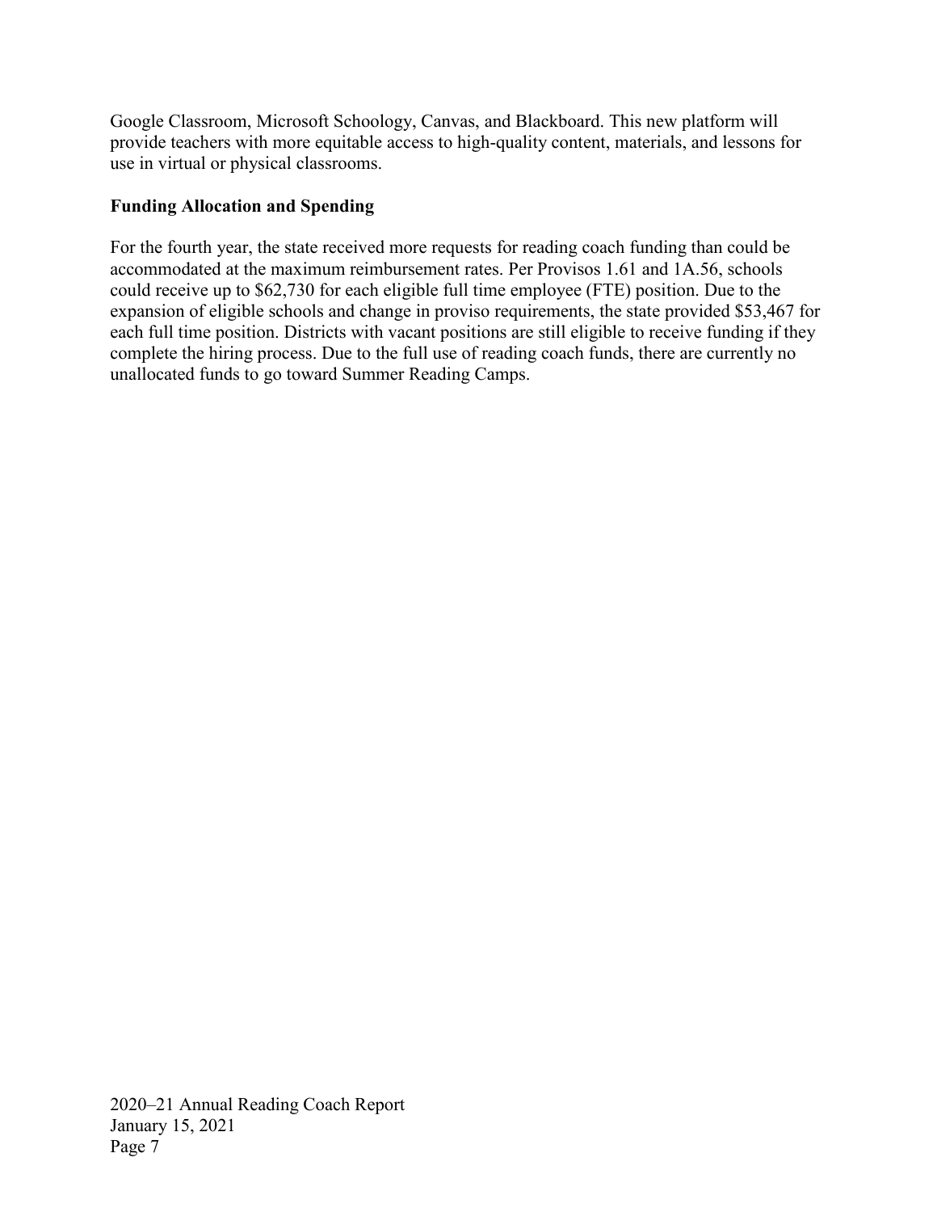Google Classroom, Microsoft Schoology, Canvas, and Blackboard. This new platform will provide teachers with more equitable access to high-quality content, materials, and lessons for use in virtual or physical classrooms.

**Funding Allocation and Spending**

For the fourth year, the state received more requests for reading coach funding than could be accommodated at the maximum reimbursement rates. Per Provisos 1.61 and 1A.56, schools could receive up to $62,730 for each eligible full time employee (FTE) position. Due to the expansion of eligible schools and change in proviso requirements, the state provided $53,467 for each full time position. Districts with vacant positions are still eligible to receive funding if they complete the hiring process. Due to the full use of reading coach funds, there are currently no unallocated funds to go toward Summer Reading Camps.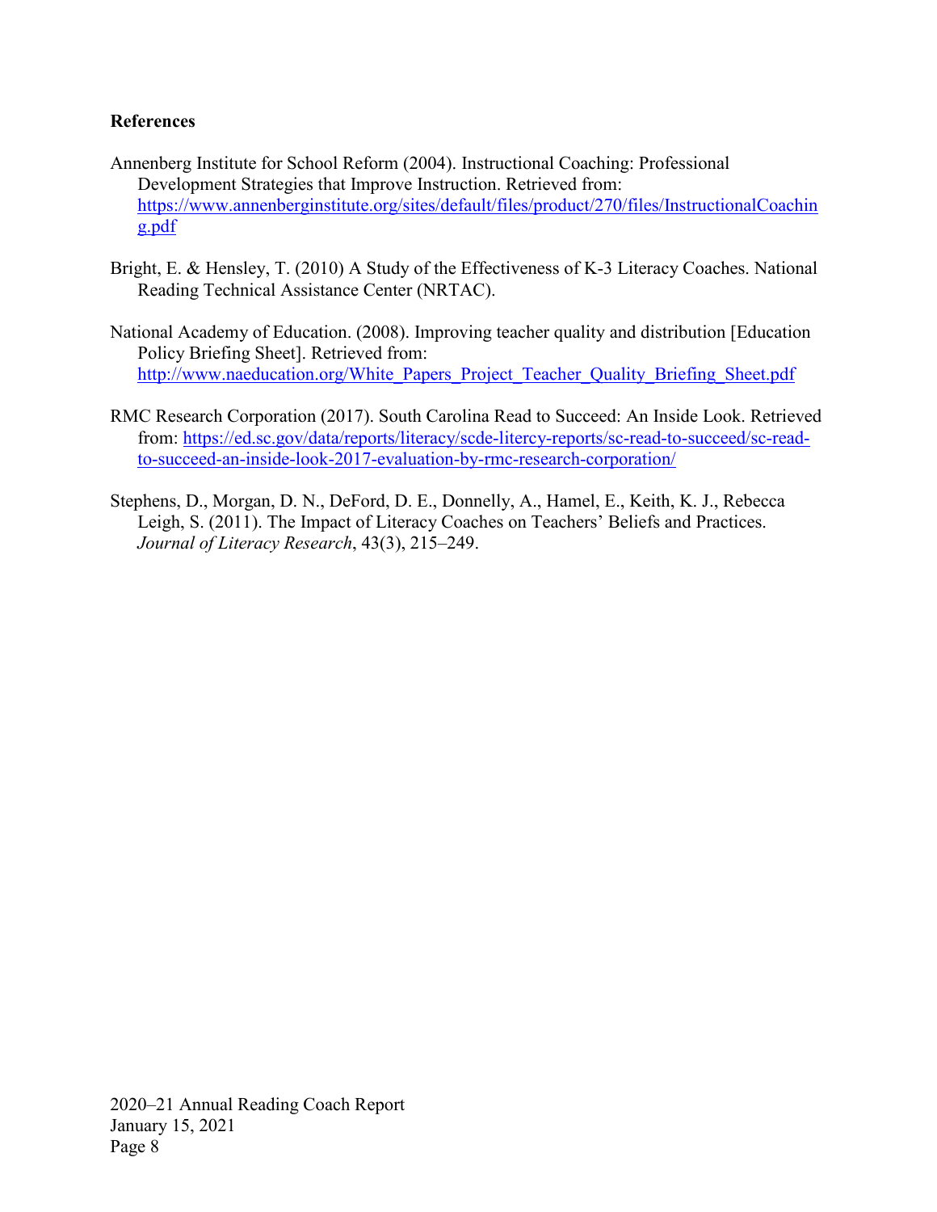**References**

Annenberg Institute for School Reform (2004). Instructional Coaching: Professional Development Strategies that Improve Instruction. Retrieved from: https://www.annenberginstitute.org/sites/default/files/product/270/files/InstructionalCoaching.pdf

Bright, E. & Hensley, T. (2010) A Study of the Effectiveness of K-3 Literacy Coaches. National Reading Technical Assistance Center (NRTAC).

National Academy of Education. (2008). Improving teacher quality and distribution [Education Policy Briefing Sheet]. Retrieved from: http://www.naeducation.org/White_Papers_Project_Teacher_Quality_Briefing_Sheet.pdf

RMC Research Corporation (2017). South Carolina Read to Succeed: An Inside Look. Retrieved from: https://ed.sc.gov/data/reports/literacy/scde-litercy-reports/sc-read-to-succeed/sc-read-to-succeed-an-inside-look-2017-evaluation-by-rmc-research-corporation/

Stephens, D., Morgan, D. N., DeFord, D. E., Donnelly, A., Hamel, E., Keith, K. J., Rebecca Leigh, S. (2011). The Impact of Literacy Coaches on Teachers' Beliefs and Practices. *Journal of Literacy Research*, 43(3), 215–249.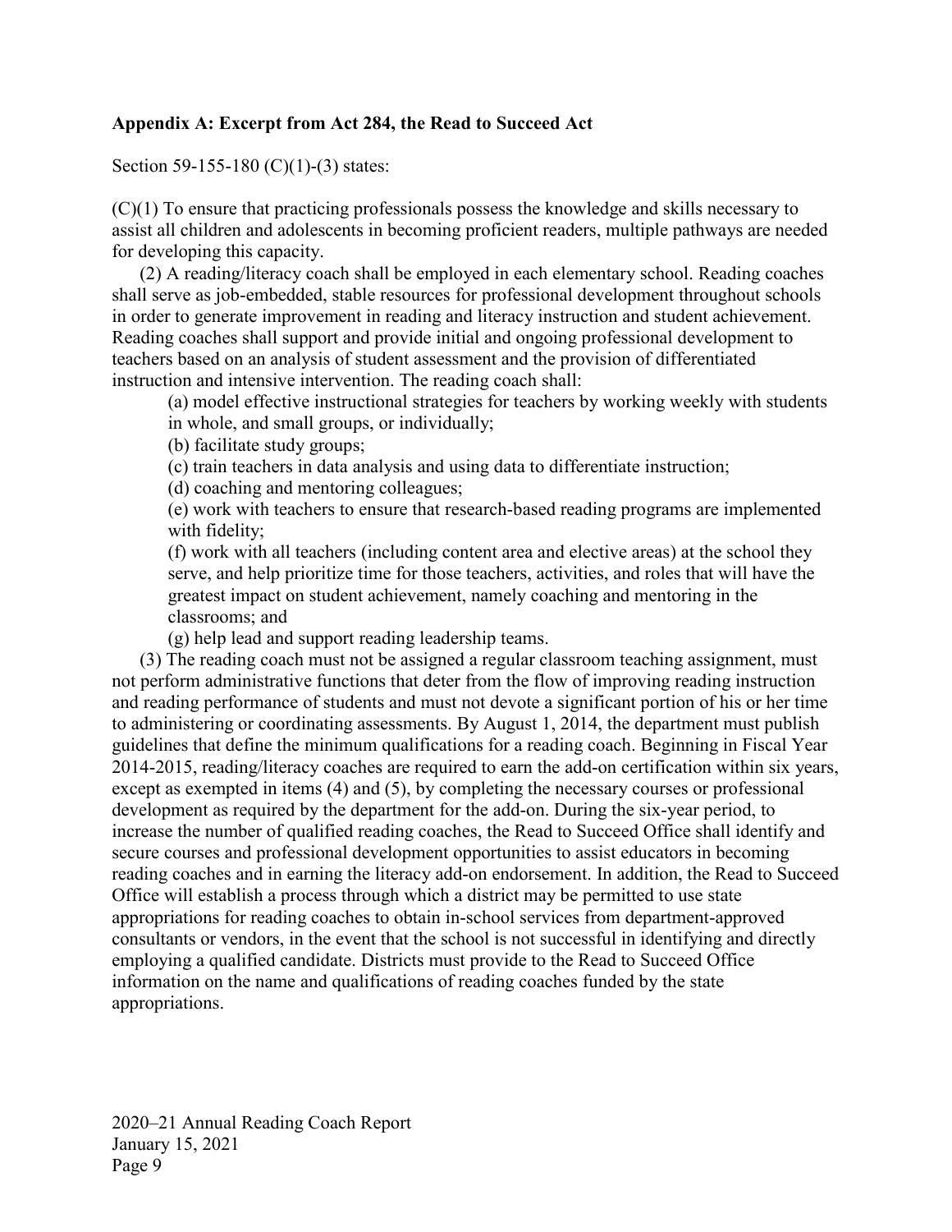## Appendix A: Excerpt from Act 284, the Read to Succeed Act

Section 59-155-180 (C)(1)-(3) states:

(C)(1) To ensure that practicing professionals possess the knowledge and skills necessary to assist all children and adolescents in becoming proficient readers, multiple pathways are needed for developing this capacity.

(2) A reading/literacy coach shall be employed in each elementary school. Reading coaches shall serve as job-embedded, stable resources for professional development throughout schools in order to generate improvement in reading and literacy instruction and student achievement. Reading coaches shall support and provide initial and ongoing professional development to teachers based on an analysis of student assessment and the provision of differentiated instruction and intensive intervention. The reading coach shall:

> (a) model effective instructional strategies for teachers by working weekly with students in whole, and small groups, or individually;
>
> (b) facilitate study groups;
>
> (c) train teachers in data analysis and using data to differentiate instruction;
>
> (d) coaching and mentoring colleagues;
>
> (e) work with teachers to ensure that research-based reading programs are implemented with fidelity;
>
> (f) work with all teachers (including content area and elective areas) at the school they serve, and help prioritize time for those teachers, activities, and roles that will have the greatest impact on student achievement, namely coaching and mentoring in the classrooms; and
>
> (g) help lead and support reading leadership teams.

(3) The reading coach must not be assigned a regular classroom teaching assignment, must not perform administrative functions that deter from the flow of improving reading instruction and reading performance of students and must not devote a significant portion of his or her time to administering or coordinating assessments. By August 1, 2014, the department must publish guidelines that define the minimum qualifications for a reading coach. Beginning in Fiscal Year 2014-2015, reading/literacy coaches are required to earn the add-on certification within six years, except as exempted in items (4) and (5), by completing the necessary courses or professional development as required by the department for the add-on. During the six-year period, to increase the number of qualified reading coaches, the Read to Succeed Office shall identify and secure courses and professional development opportunities to assist educators in becoming reading coaches and in earning the literacy add-on endorsement. In addition, the Read to Succeed Office will establish a process through which a district may be permitted to use state appropriations for reading coaches to obtain in-school services from department-approved consultants or vendors, in the event that the school is not successful in identifying and directly employing a qualified candidate. Districts must provide to the Read to Succeed Office information on the name and qualifications of reading coaches funded by the state appropriations.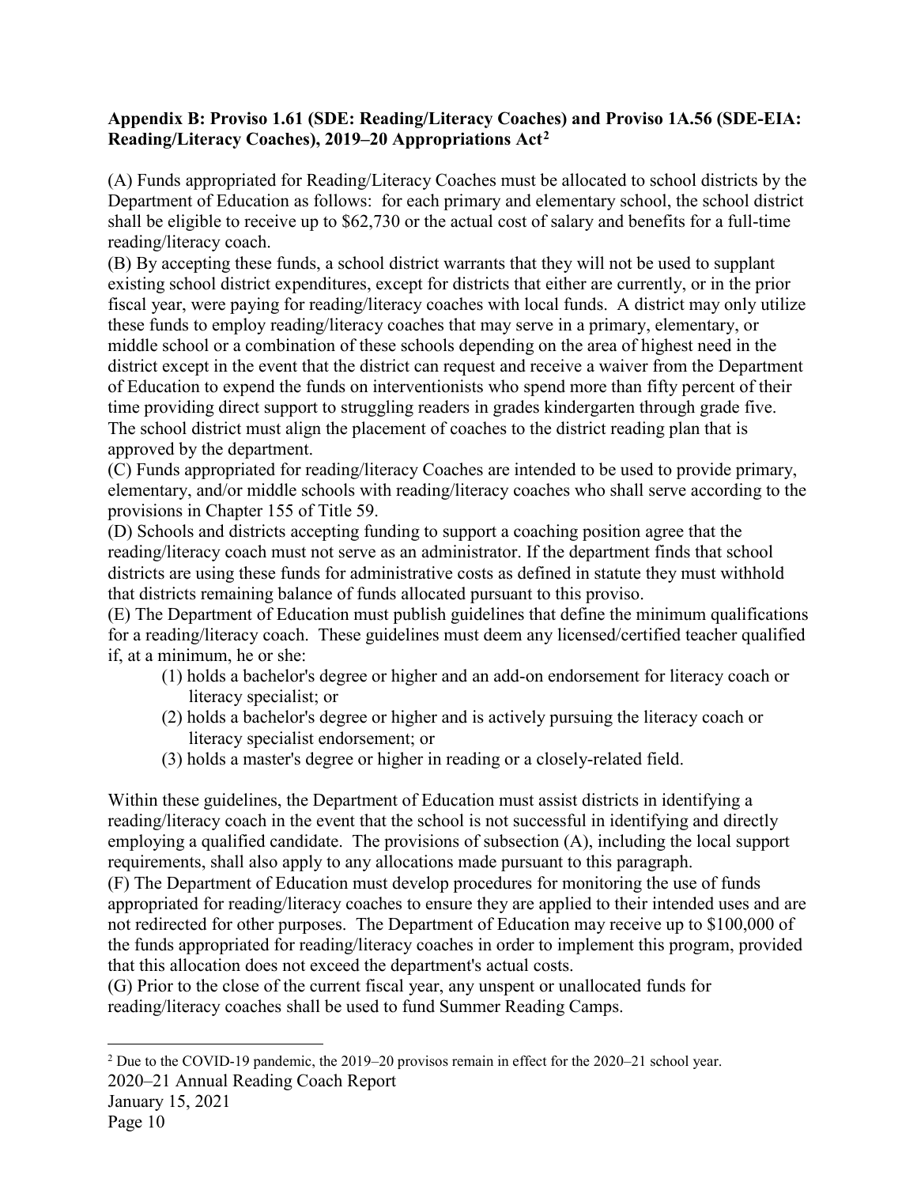**Appendix B: Proviso 1.61 (SDE: Reading/Literacy Coaches) and Proviso 1A.56 (SDE-EIA: Reading/Literacy Coaches), 2019–20 Appropriations Act[2]**

(A) Funds appropriated for Reading/Literacy Coaches must be allocated to school districts by the Department of Education as follows: for each primary and elementary school, the school district shall be eligible to receive up to $62,730 or the actual cost of salary and benefits for a full-time reading/literacy coach.

(B) By accepting these funds, a school district warrants that they will not be used to supplant existing school district expenditures, except for districts that either are currently, or in the prior fiscal year, were paying for reading/literacy coaches with local funds. A district may only utilize these funds to employ reading/literacy coaches that may serve in a primary, elementary, or middle school or a combination of these schools depending on the area of highest need in the district except in the event that the district can request and receive a waiver from the Department of Education to expend the funds on interventionists who spend more than fifty percent of their time providing direct support to struggling readers in grades kindergarten through grade five. The school district must align the placement of coaches to the district reading plan that is approved by the department.

(C) Funds appropriated for reading/literacy Coaches are intended to be used to provide primary, elementary, and/or middle schools with reading/literacy coaches who shall serve according to the provisions in Chapter 155 of Title 59.

(D) Schools and districts accepting funding to support a coaching position agree that the reading/literacy coach must not serve as an administrator. If the department finds that school districts are using these funds for administrative costs as defined in statute they must withhold that districts remaining balance of funds allocated pursuant to this proviso.

(E) The Department of Education must publish guidelines that define the minimum qualifications for a reading/literacy coach. These guidelines must deem any licensed/certified teacher qualified if, at a minimum, he or she:

1. holds a bachelor's degree or higher and an add-on endorsement for literacy coach or literacy specialist; or
2. holds a bachelor's degree or higher and is actively pursuing the literacy coach or literacy specialist endorsement; or
3. holds a master's degree or higher in reading or a closely-related field.

Within these guidelines, the Department of Education must assist districts in identifying a reading/literacy coach in the event that the school is not successful in identifying and directly employing a qualified candidate. The provisions of subsection (A), including the local support requirements, shall also apply to any allocations made pursuant to this paragraph.

(F) The Department of Education must develop procedures for monitoring the use of funds appropriated for reading/literacy coaches to ensure they are applied to their intended uses and are not redirected for other purposes. The Department of Education may receive up to $100,000 of the funds appropriated for reading/literacy coaches in order to implement this program, provided that this allocation does not exceed the department's actual costs.

(G) Prior to the close of the current fiscal year, any unspent or unallocated funds for reading/literacy coaches shall be used to fund Summer Reading Camps.

---

[2] Due to the COVID-19 pandemic, the 2019–20 provisos remain in effect for the 2020–21 school year.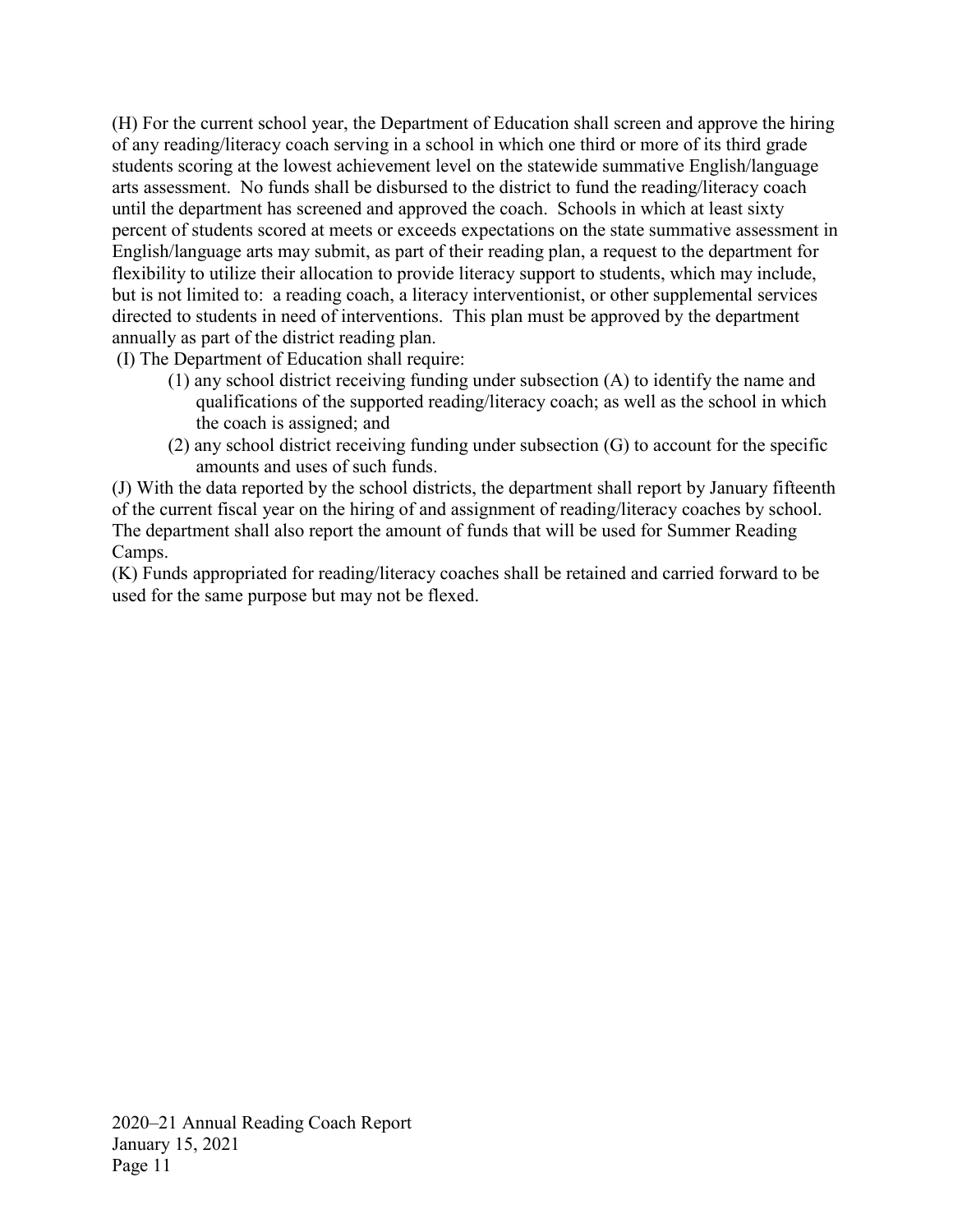(H) For the current school year, the Department of Education shall screen and approve the hiring of any reading/literacy coach serving in a school in which one third or more of its third grade students scoring at the lowest achievement level on the statewide summative English/language arts assessment. No funds shall be disbursed to the district to fund the reading/literacy coach until the department has screened and approved the coach. Schools in which at least sixty percent of students scored at meets or exceeds expectations on the state summative assessment in English/language arts may submit, as part of their reading plan, a request to the department for flexibility to utilize their allocation to provide literacy support to students, which may include, but is not limited to: a reading coach, a literacy interventionist, or other supplemental services directed to students in need of interventions. This plan must be approved by the department annually as part of the district reading plan.

(I) The Department of Education shall require:

(1) any school district receiving funding under subsection (A) to identify the name and qualifications of the supported reading/literacy coach; as well as the school in which the coach is assigned; and

(2) any school district receiving funding under subsection (G) to account for the specific amounts and uses of such funds.

(J) With the data reported by the school districts, the department shall report by January fifteenth of the current fiscal year on the hiring of and assignment of reading/literacy coaches by school. The department shall also report the amount of funds that will be used for Summer Reading Camps.

(K) Funds appropriated for reading/literacy coaches shall be retained and carried forward to be used for the same purpose but may not be flexed.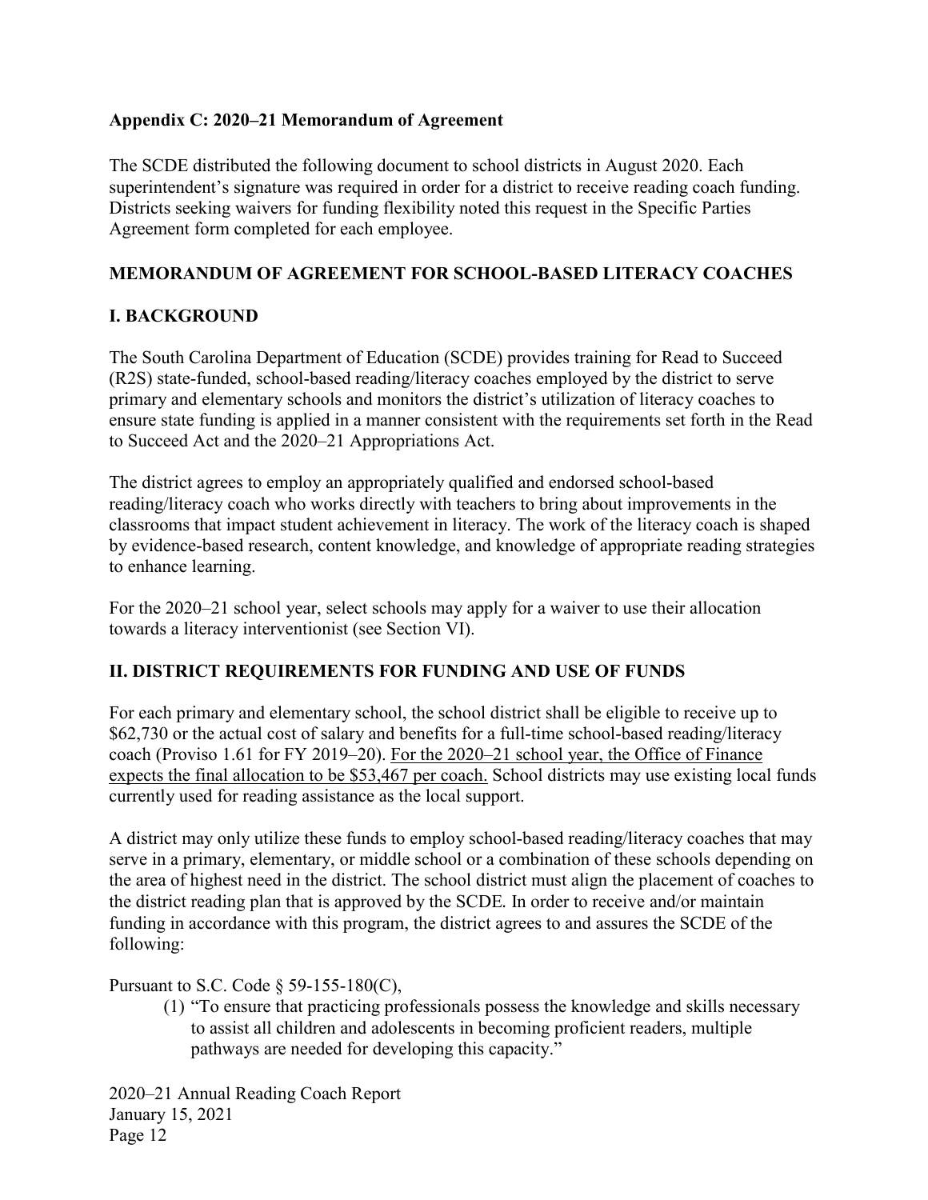**Appendix C: 2020–21 Memorandum of Agreement**

The SCDE distributed the following document to school districts in August 2020. Each superintendent's signature was required in order for a district to receive reading coach funding. Districts seeking waivers for funding flexibility noted this request in the Specific Parties Agreement form completed for each employee.

## MEMORANDUM OF AGREEMENT FOR SCHOOL-BASED LITERACY COACHES

### I. BACKGROUND

The South Carolina Department of Education (SCDE) provides training for Read to Succeed (R2S) state-funded, school-based reading/literacy coaches employed by the district to serve primary and elementary schools and monitors the district's utilization of literacy coaches to ensure state funding is applied in a manner consistent with the requirements set forth in the Read to Succeed Act and the 2020–21 Appropriations Act.

The district agrees to employ an appropriately qualified and endorsed school-based reading/literacy coach who works directly with teachers to bring about improvements in the classrooms that impact student achievement in literacy. The work of the literacy coach is shaped by evidence-based research, content knowledge, and knowledge of appropriate reading strategies to enhance learning.

For the 2020–21 school year, select schools may apply for a waiver to use their allocation towards a literacy interventionist (see Section VI).

### II. DISTRICT REQUIREMENTS FOR FUNDING AND USE OF FUNDS

For each primary and elementary school, the school district shall be eligible to receive up to $62,730 or the actual cost of salary and benefits for a full-time school-based reading/literacy coach (Proviso 1.61 for FY 2019–20). For the 2020–21 school year, the Office of Finance expects the final allocation to be $53,467 per coach. School districts may use existing local funds currently used for reading assistance as the local support.

A district may only utilize these funds to employ school-based reading/literacy coaches that may serve in a primary, elementary, or middle school or a combination of these schools depending on the area of highest need in the district. The school district must align the placement of coaches to the district reading plan that is approved by the SCDE. In order to receive and/or maintain funding in accordance with this program, the district agrees to and assures the SCDE of the following:

Pursuant to S.C. Code § 59-155-180(C),

(1) "To ensure that practicing professionals possess the knowledge and skills necessary to assist all children and adolescents in becoming proficient readers, multiple pathways are needed for developing this capacity."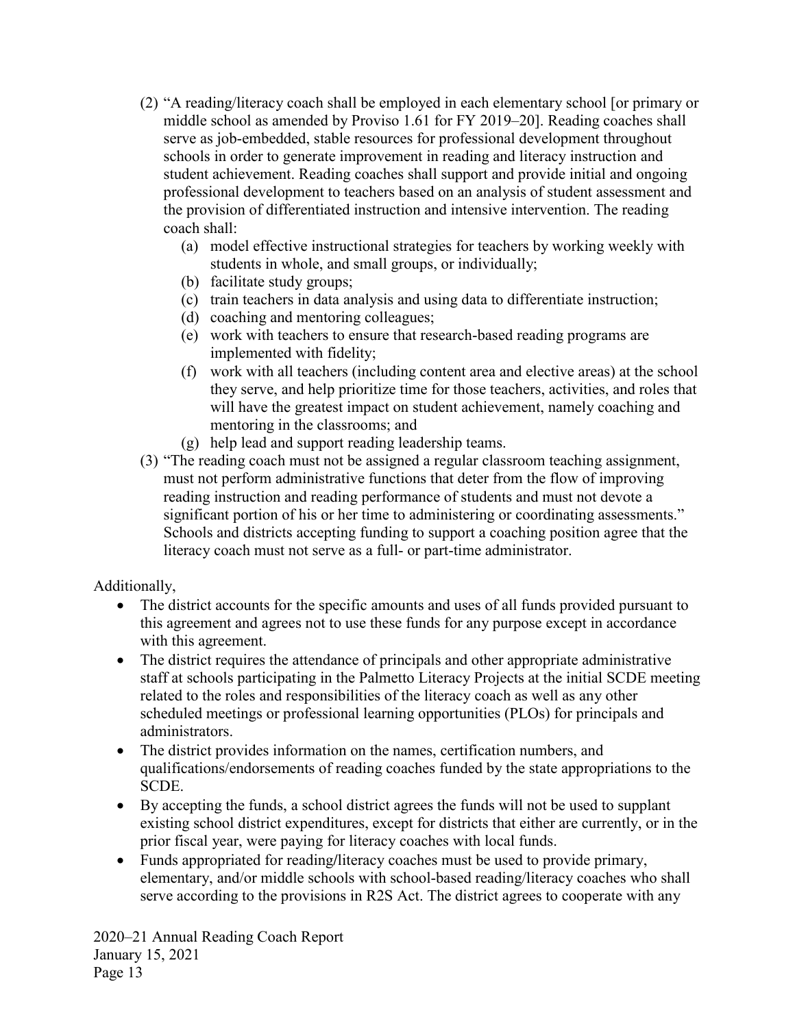(2) "A reading/literacy coach shall be employed in each elementary school [or primary or middle school as amended by Proviso 1.61 for FY 2019–20]. Reading coaches shall serve as job-embedded, stable resources for professional development throughout schools in order to generate improvement in reading and literacy instruction and student achievement. Reading coaches shall support and provide initial and ongoing professional development to teachers based on an analysis of student assessment and the provision of differentiated instruction and intensive intervention. The reading coach shall:

   (a) model effective instructional strategies for teachers by working weekly with students in whole, and small groups, or individually;
   (b) facilitate study groups;
   (c) train teachers in data analysis and using data to differentiate instruction;
   (d) coaching and mentoring colleagues;
   (e) work with teachers to ensure that research-based reading programs are implemented with fidelity;
   (f) work with all teachers (including content area and elective areas) at the school they serve, and help prioritize time for those teachers, activities, and roles that will have the greatest impact on student achievement, namely coaching and mentoring in the classrooms; and
   (g) help lead and support reading leadership teams.

(3) "The reading coach must not be assigned a regular classroom teaching assignment, must not perform administrative functions that deter from the flow of improving reading instruction and reading performance of students and must not devote a significant portion of his or her time to administering or coordinating assessments." Schools and districts accepting funding to support a coaching position agree that the literacy coach must not serve as a full- or part-time administrator.

Additionally,

- The district accounts for the specific amounts and uses of all funds provided pursuant to this agreement and agrees not to use these funds for any purpose except in accordance with this agreement.
- The district requires the attendance of principals and other appropriate administrative staff at schools participating in the Palmetto Literacy Projects at the initial SCDE meeting related to the roles and responsibilities of the literacy coach as well as any other scheduled meetings or professional learning opportunities (PLOs) for principals and administrators.
- The district provides information on the names, certification numbers, and qualifications/endorsements of reading coaches funded by the state appropriations to the SCDE.
- By accepting the funds, a school district agrees the funds will not be used to supplant existing school district expenditures, except for districts that either are currently, or in the prior fiscal year, were paying for literacy coaches with local funds.
- Funds appropriated for reading/literacy coaches must be used to provide primary, elementary, and/or middle schools with school-based reading/literacy coaches who shall serve according to the provisions in R2S Act. The district agrees to cooperate with any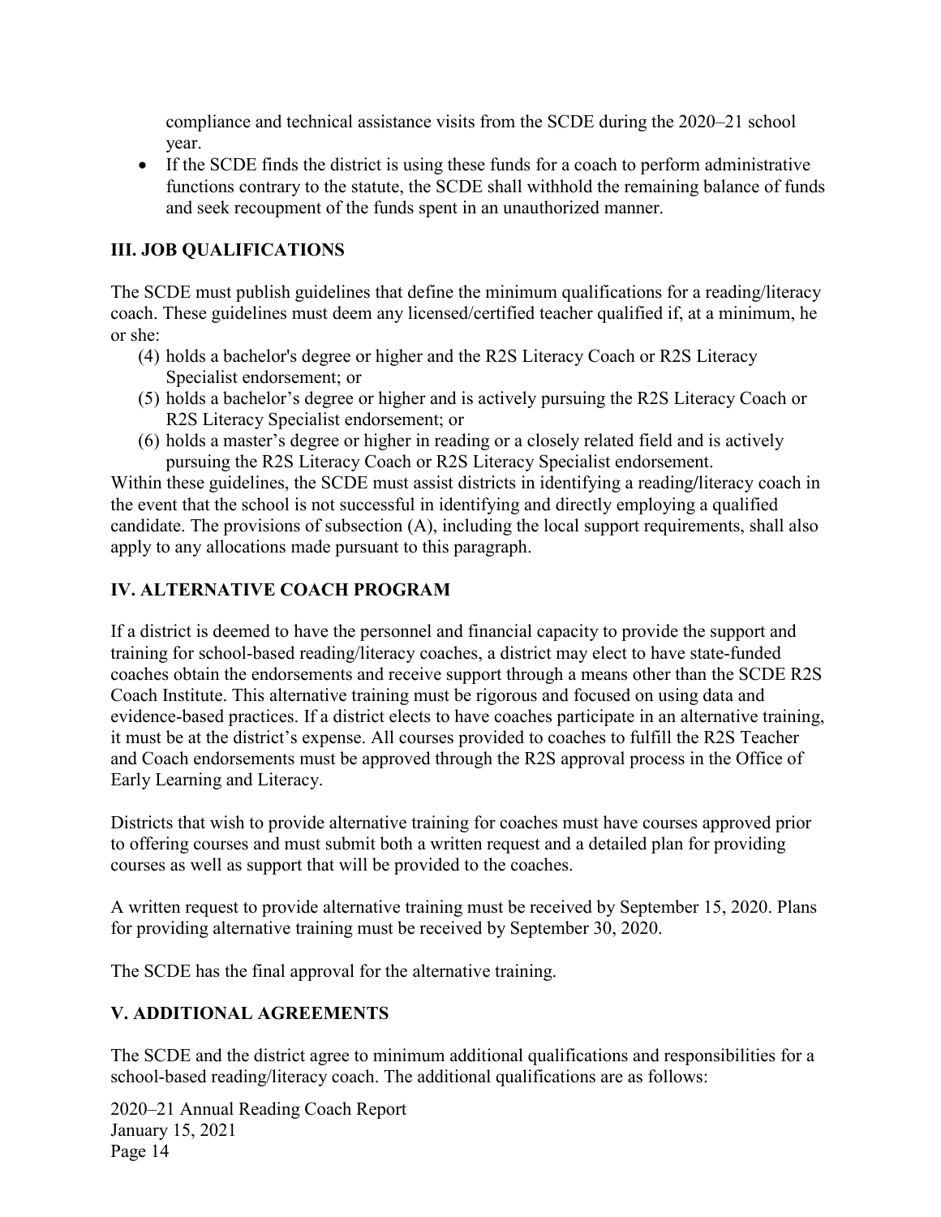compliance and technical assistance visits from the SCDE during the 2020–21 school year.

- If the SCDE finds the district is using these funds for a coach to perform administrative functions contrary to the statute, the SCDE shall withhold the remaining balance of funds and seek recoupment of the funds spent in an unauthorized manner.

## III. JOB QUALIFICATIONS

The SCDE must publish guidelines that define the minimum qualifications for a reading/literacy coach. These guidelines must deem any licensed/certified teacher qualified if, at a minimum, he or she:

(4) holds a bachelor's degree or higher and the R2S Literacy Coach or R2S Literacy Specialist endorsement; or

(5) holds a bachelor's degree or higher and is actively pursuing the R2S Literacy Coach or R2S Literacy Specialist endorsement; or

(6) holds a master's degree or higher in reading or a closely related field and is actively pursuing the R2S Literacy Coach or R2S Literacy Specialist endorsement.

Within these guidelines, the SCDE must assist districts in identifying a reading/literacy coach in the event that the school is not successful in identifying and directly employing a qualified candidate. The provisions of subsection (A), including the local support requirements, shall also apply to any allocations made pursuant to this paragraph.

## IV. ALTERNATIVE COACH PROGRAM

If a district is deemed to have the personnel and financial capacity to provide the support and training for school-based reading/literacy coaches, a district may elect to have state-funded coaches obtain the endorsements and receive support through a means other than the SCDE R2S Coach Institute. This alternative training must be rigorous and focused on using data and evidence-based practices. If a district elects to have coaches participate in an alternative training, it must be at the district's expense. All courses provided to coaches to fulfill the R2S Teacher and Coach endorsements must be approved through the R2S approval process in the Office of Early Learning and Literacy.

Districts that wish to provide alternative training for coaches must have courses approved prior to offering courses and must submit both a written request and a detailed plan for providing courses as well as support that will be provided to the coaches.

A written request to provide alternative training must be received by September 15, 2020. Plans for providing alternative training must be received by September 30, 2020.

The SCDE has the final approval for the alternative training.

## V. ADDITIONAL AGREEMENTS

The SCDE and the district agree to minimum additional qualifications and responsibilities for a school-based reading/literacy coach. The additional qualifications are as follows: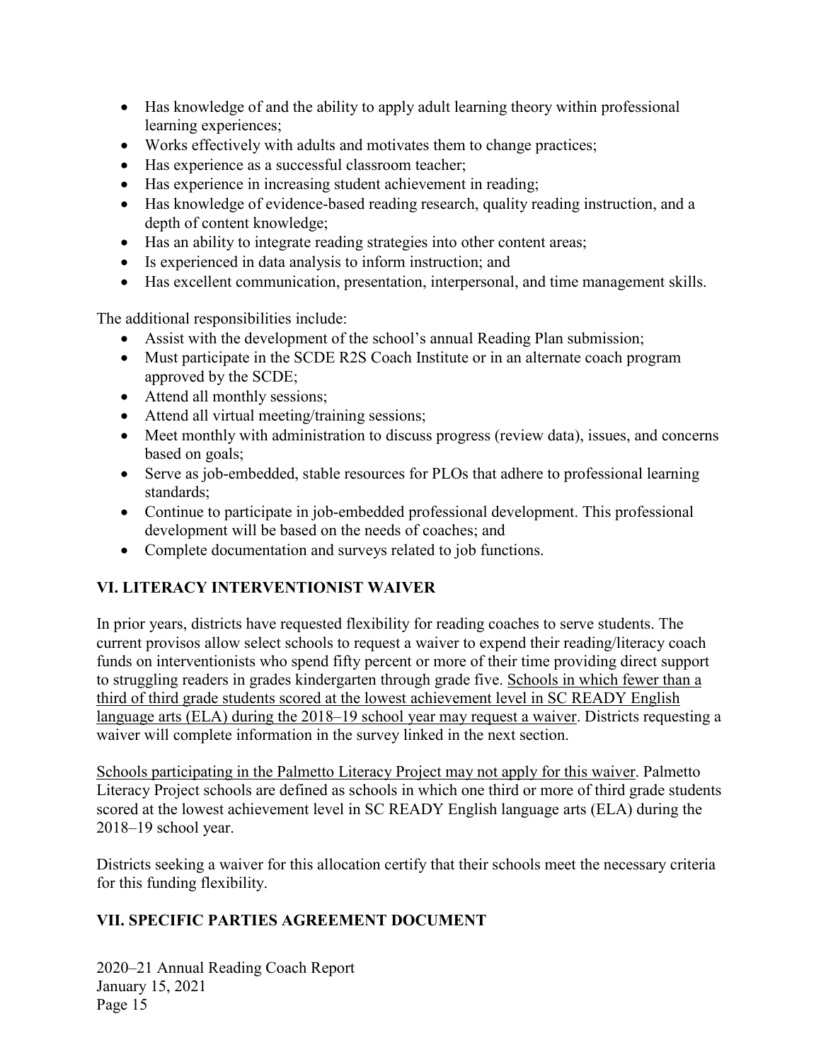- Has knowledge of and the ability to apply adult learning theory within professional learning experiences;
- Works effectively with adults and motivates them to change practices;
- Has experience as a successful classroom teacher;
- Has experience in increasing student achievement in reading;
- Has knowledge of evidence-based reading research, quality reading instruction, and a depth of content knowledge;
- Has an ability to integrate reading strategies into other content areas;
- Is experienced in data analysis to inform instruction; and
- Has excellent communication, presentation, interpersonal, and time management skills.

The additional responsibilities include:

- Assist with the development of the school's annual Reading Plan submission;
- Must participate in the SCDE R2S Coach Institute or in an alternate coach program approved by the SCDE;
- Attend all monthly sessions;
- Attend all virtual meeting/training sessions;
- Meet monthly with administration to discuss progress (review data), issues, and concerns based on goals;
- Serve as job-embedded, stable resources for PLOs that adhere to professional learning standards;
- Continue to participate in job-embedded professional development. This professional development will be based on the needs of coaches; and
- Complete documentation and surveys related to job functions.

## VI. LITERACY INTERVENTIONIST WAIVER

In prior years, districts have requested flexibility for reading coaches to serve students. The current provisos allow select schools to request a waiver to expend their reading/literacy coach funds on interventionists who spend fifty percent or more of their time providing direct support to struggling readers in grades kindergarten through grade five. <u>Schools in which fewer than a third of third grade students scored at the lowest achievement level in SC READY English language arts (ELA) during the 2018–19 school year may request a waiver</u>. Districts requesting a waiver will complete information in the survey linked in the next section.

<u>Schools participating in the Palmetto Literacy Project may not apply for this waiver</u>. Palmetto Literacy Project schools are defined as schools in which one third or more of third grade students scored at the lowest achievement level in SC READY English language arts (ELA) during the 2018–19 school year.

Districts seeking a waiver for this allocation certify that their schools meet the necessary criteria for this funding flexibility.

## VII. SPECIFIC PARTIES AGREEMENT DOCUMENT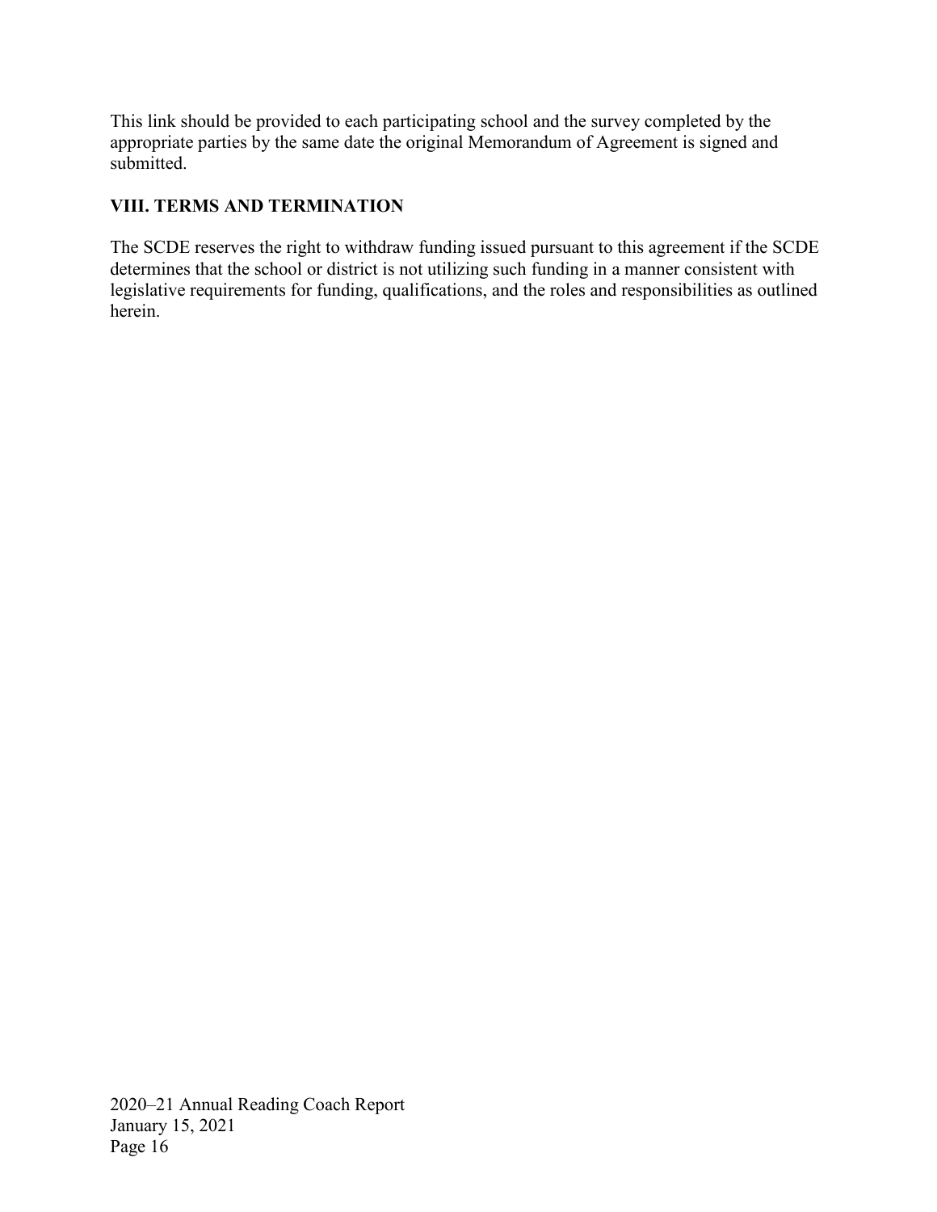This link should be provided to each participating school and the survey completed by the appropriate parties by the same date the original Memorandum of Agreement is signed and submitted.

**VIII. TERMS AND TERMINATION**

The SCDE reserves the right to withdraw funding issued pursuant to this agreement if the SCDE determines that the school or district is not utilizing such funding in a manner consistent with legislative requirements for funding, qualifications, and the roles and responsibilities as outlined herein.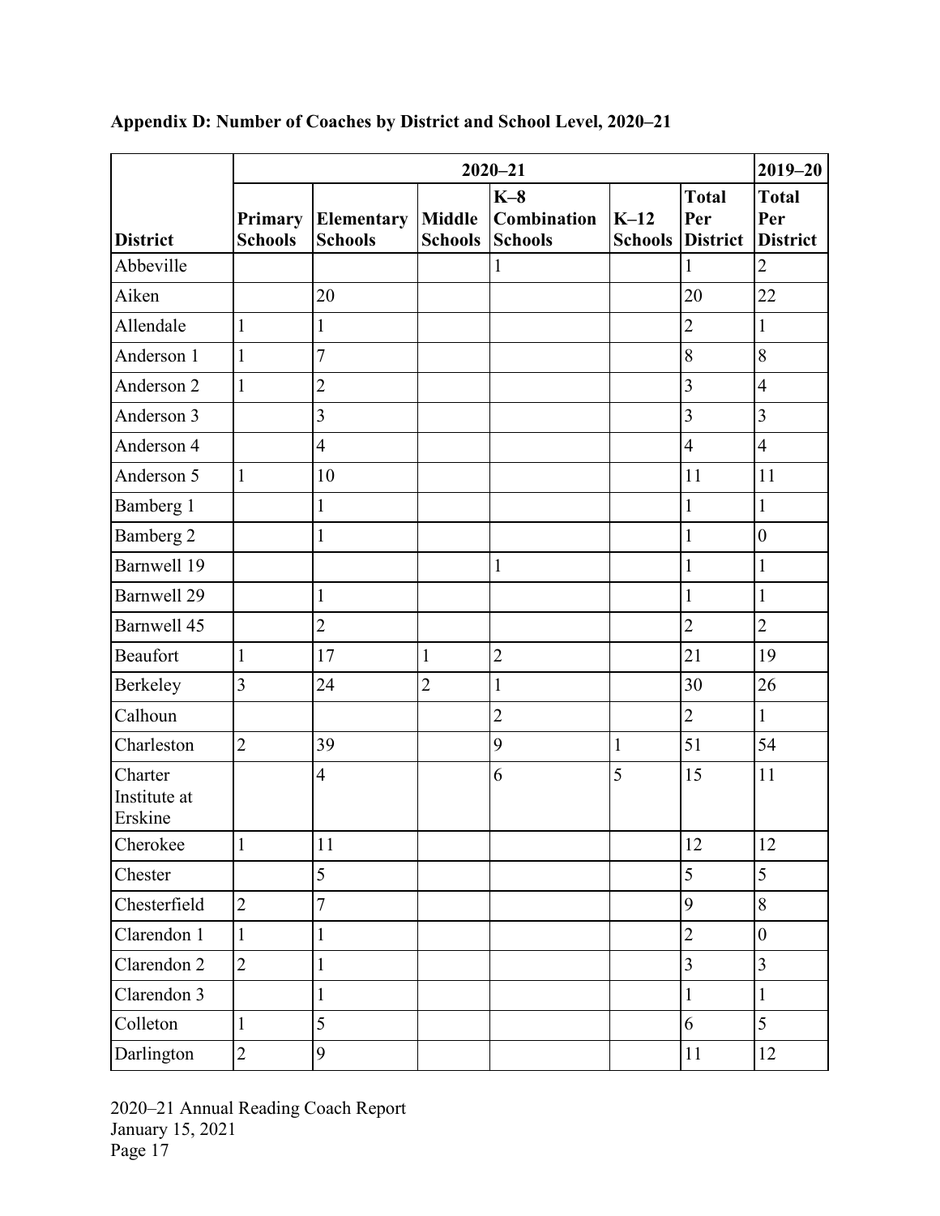**Appendix D: Number of Coaches by District and School Level, 2020–21**

| | 2020–21 | | | | | | 2019–20 |
|---|---|---|---|---|---|---|---|
| **District** | **Primary Schools** | **Elementary Schools** | **Middle Schools** | **K–8 Combination Schools** | **K–12 Schools** | **Total Per District** | **Total Per District** |
| Abbeville | | | | 1 | | 1 | 2 |
| Aiken | | 20 | | | | 20 | 22 |
| Allendale | 1 | 1 | | | | 2 | 1 |
| Anderson 1 | 1 | 7 | | | | 8 | 8 |
| Anderson 2 | 1 | 2 | | | | 3 | 4 |
| Anderson 3 | | 3 | | | | 3 | 3 |
| Anderson 4 | | 4 | | | | 4 | 4 |
| Anderson 5 | 1 | 10 | | | | 11 | 11 |
| Bamberg 1 | | 1 | | | | 1 | 1 |
| Bamberg 2 | | 1 | | | | 1 | 0 |
| Barnwell 19 | | | | 1 | | 1 | 1 |
| Barnwell 29 | | 1 | | | | 1 | 1 |
| Barnwell 45 | | 2 | | | | 2 | 2 |
| Beaufort | 1 | 17 | 1 | 2 | | 21 | 19 |
| Berkeley | 3 | 24 | 2 | 1 | | 30 | 26 |
| Calhoun | | | | 2 | | 2 | 1 |
| Charleston | 2 | 39 | | 9 | 1 | 51 | 54 |
| Charter Institute at Erskine | | 4 | | 6 | 5 | 15 | 11 |
| Cherokee | 1 | 11 | | | | 12 | 12 |
| Chester | | 5 | | | | 5 | 5 |
| Chesterfield | 2 | 7 | | | | 9 | 8 |
| Clarendon 1 | 1 | 1 | | | | 2 | 0 |
| Clarendon 2 | 2 | 1 | | | | 3 | 3 |
| Clarendon 3 | | 1 | | | | 1 | 1 |
| Colleton | 1 | 5 | | | | 6 | 5 |
| Darlington | 2 | 9 | | | | 11 | 12 |

2020–21 Annual Reading Coach Report
January 15, 2021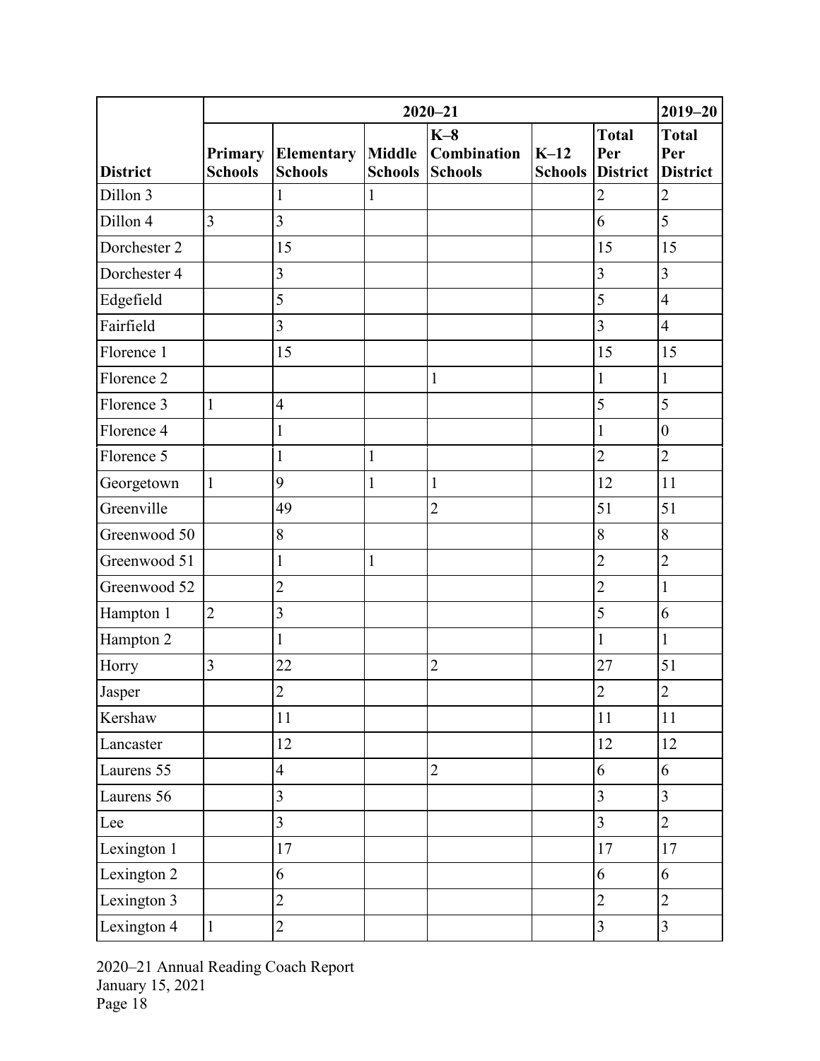| District | 2020–21 | | | | | | 2019–20 |
|---|---|---|---|---|---|---|---|
| | Primary Schools | Elementary Schools | Middle Schools | K–8 Combination Schools | K–12 Schools | Total Per District | Total Per District |
| Dillon 3 | | 1 | 1 | | | 2 | 2 |
| Dillon 4 | 3 | 3 | | | | 6 | 5 |
| Dorchester 2 | | 15 | | | | 15 | 15 |
| Dorchester 4 | | 3 | | | | 3 | 3 |
| Edgefield | | 5 | | | | 5 | 4 |
| Fairfield | | 3 | | | | 3 | 4 |
| Florence 1 | | 15 | | | | 15 | 15 |
| Florence 2 | | | | 1 | | 1 | 1 |
| Florence 3 | 1 | 4 | | | | 5 | 5 |
| Florence 4 | | 1 | | | | 1 | 0 |
| Florence 5 | | 1 | 1 | | | 2 | 2 |
| Georgetown | 1 | 9 | 1 | 1 | | 12 | 11 |
| Greenville | | 49 | | 2 | | 51 | 51 |
| Greenwood 50 | | 8 | | | | 8 | 8 |
| Greenwood 51 | | 1 | 1 | | | 2 | 2 |
| Greenwood 52 | | 2 | | | | 2 | 1 |
| Hampton 1 | 2 | 3 | | | | 5 | 6 |
| Hampton 2 | | 1 | | | | 1 | 1 |
| Horry | 3 | 22 | | 2 | | 27 | 51 |
| Jasper | | 2 | | | | 2 | 2 |
| Kershaw | | 11 | | | | 11 | 11 |
| Lancaster | | 12 | | | | 12 | 12 |
| Laurens 55 | | 4 | | 2 | | 6 | 6 |
| Laurens 56 | | 3 | | | | 3 | 3 |
| Lee | | 3 | | | | 3 | 2 |
| Lexington 1 | | 17 | | | | 17 | 17 |
| Lexington 2 | | 6 | | | | 6 | 6 |
| Lexington 3 | | 2 | | | | 2 | 2 |
| Lexington 4 | 1 | 2 | | | | 3 | 3 |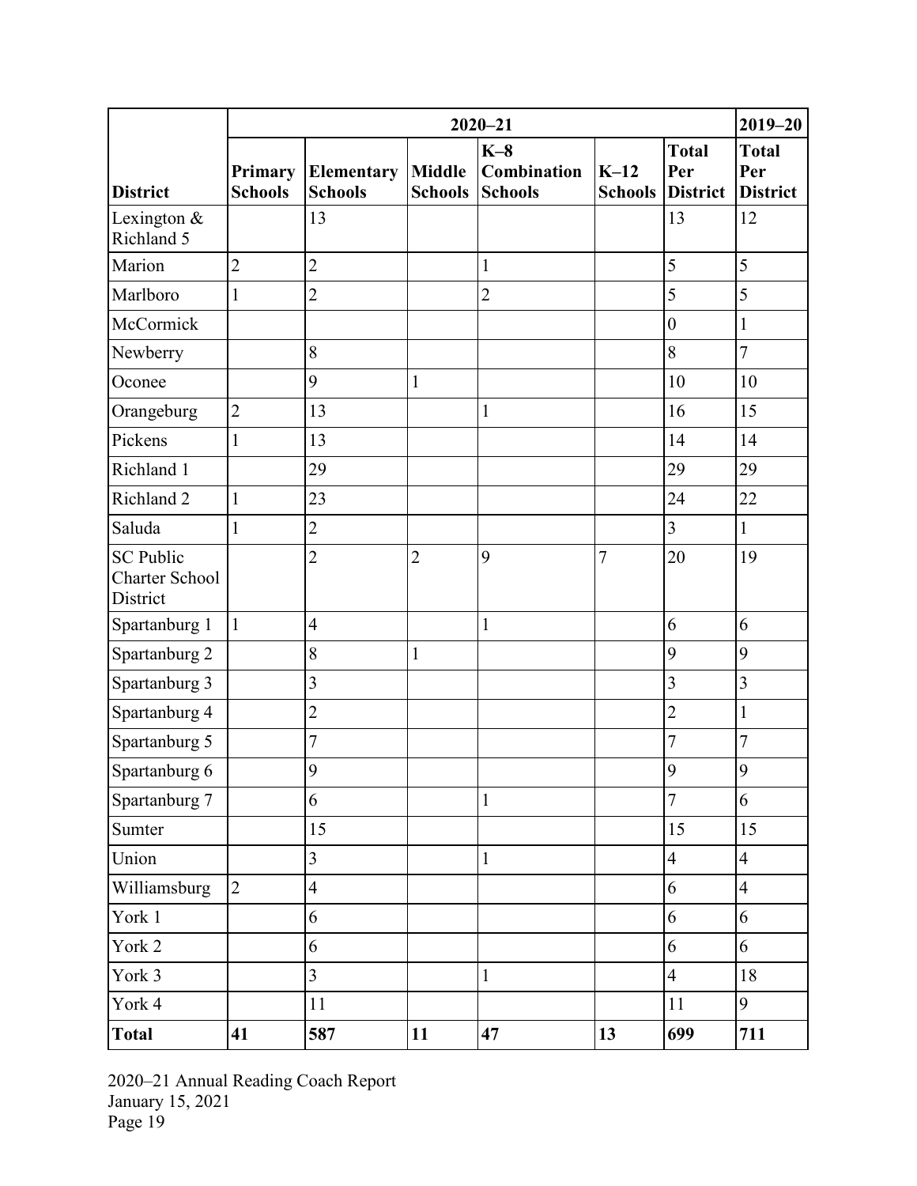| District | 2020–21 | | | | | | 2019–20 |
|---|---|---|---|---|---|---|---|
| | Primary Schools | Elementary Schools | Middle Schools | K–8 Combination Schools | K–12 Schools | Total Per District | Total Per District |
| Lexington & Richland 5 | | 13 | | | | 13 | 12 |
| Marion | 2 | 2 | | 1 | | 5 | 5 |
| Marlboro | 1 | 2 | | 2 | | 5 | 5 |
| McCormick | | | | | | 0 | 1 |
| Newberry | | 8 | | | | 8 | 7 |
| Oconee | | 9 | 1 | | | 10 | 10 |
| Orangeburg | 2 | 13 | | 1 | | 16 | 15 |
| Pickens | 1 | 13 | | | | 14 | 14 |
| Richland 1 | | 29 | | | | 29 | 29 |
| Richland 2 | 1 | 23 | | | | 24 | 22 |
| Saluda | 1 | 2 | | | | 3 | 1 |
| SC Public Charter School District | | 2 | 2 | 9 | 7 | 20 | 19 |
| Spartanburg 1 | 1 | 4 | | 1 | | 6 | 6 |
| Spartanburg 2 | | 8 | 1 | | | 9 | 9 |
| Spartanburg 3 | | 3 | | | | 3 | 3 |
| Spartanburg 4 | | 2 | | | | 2 | 1 |
| Spartanburg 5 | | 7 | | | | 7 | 7 |
| Spartanburg 6 | | 9 | | | | 9 | 9 |
| Spartanburg 7 | | 6 | | 1 | | 7 | 6 |
| Sumter | | 15 | | | | 15 | 15 |
| Union | | 3 | | 1 | | 4 | 4 |
| Williamsburg | 2 | 4 | | | | 6 | 4 |
| York 1 | | 6 | | | | 6 | 6 |
| York 2 | | 6 | | | | 6 | 6 |
| York 3 | | 3 | | 1 | | 4 | 18 |
| York 4 | | 11 | | | | 11 | 9 |
| **Total** | **41** | **587** | **11** | **47** | **13** | **699** | **711** |

2020–21 Annual Reading Coach Report
January 15, 2021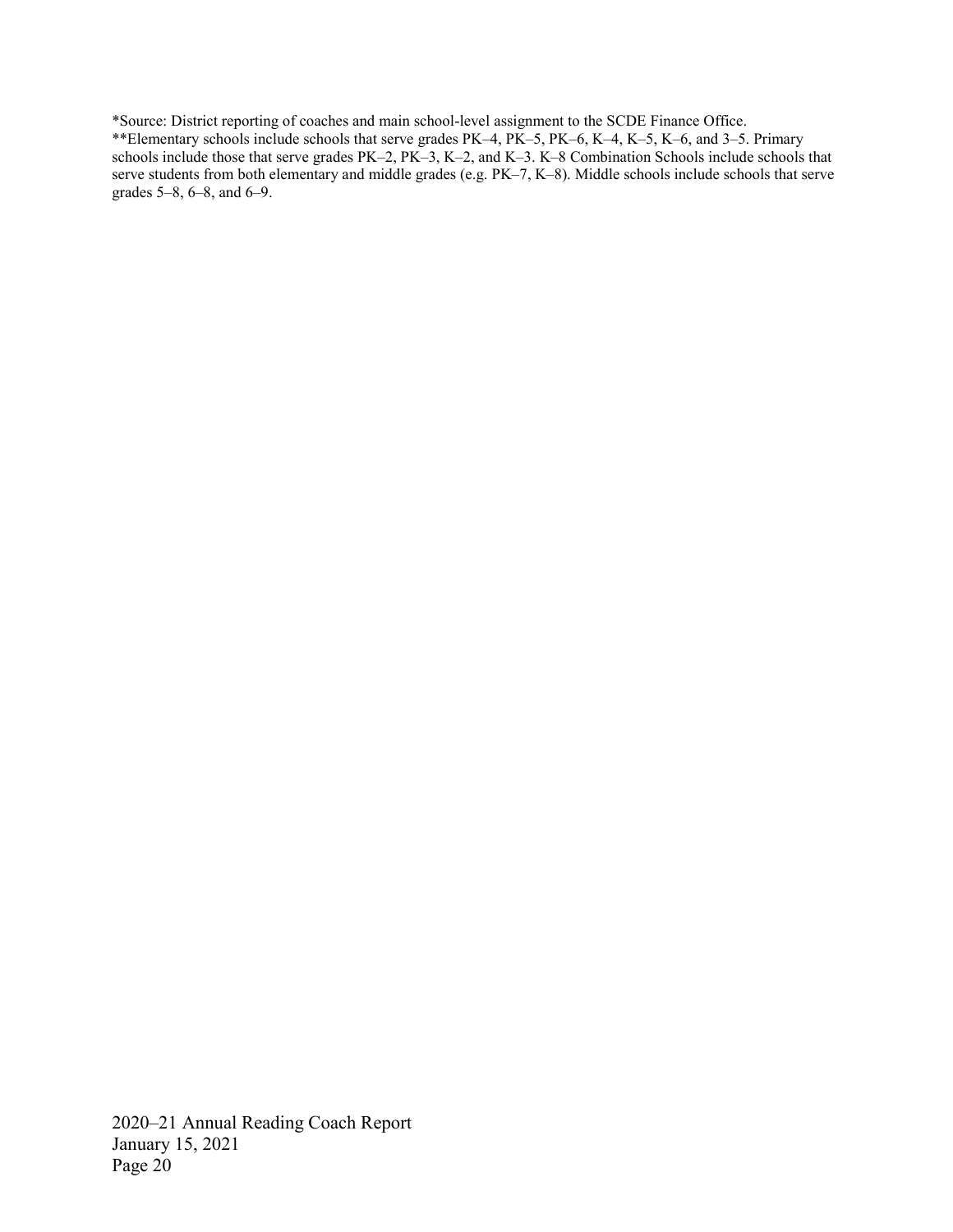*Source: District reporting of coaches and main school-level assignment to the SCDE Finance Office.
**Elementary schools include schools that serve grades PK–4, PK–5, PK–6, K–4, K–5, K–6, and 3–5. Primary schools include those that serve grades PK–2, PK–3, K–2, and K–3. K–8 Combination Schools include schools that serve students from both elementary and middle grades (e.g. PK–7, K–8). Middle schools include schools that serve grades 5–8, 6–8, and 6–9.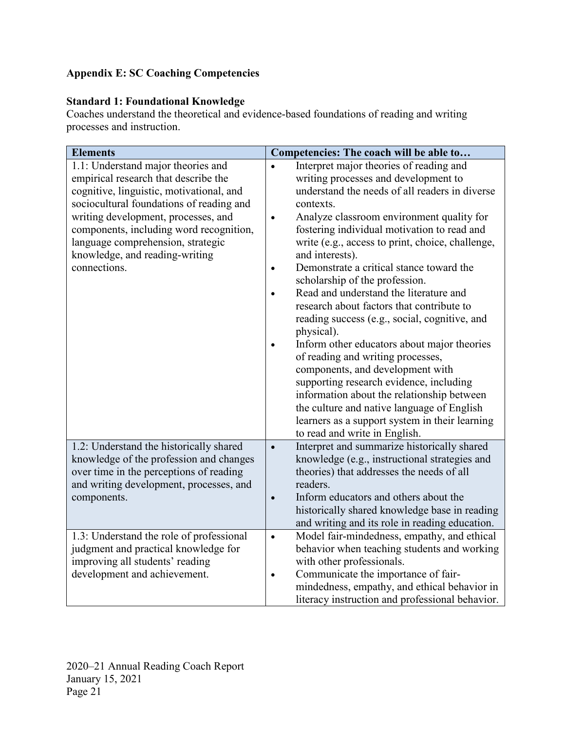## Appendix E: SC Coaching Competencies

### Standard 1: Foundational Knowledge

Coaches understand the theoretical and evidence-based foundations of reading and writing processes and instruction.

| Elements | Competencies: The coach will be able to… |
| --- | --- |
| 1.1: Understand major theories and empirical research that describe the cognitive, linguistic, motivational, and sociocultural foundations of reading and writing development, processes, and components, including word recognition, language comprehension, strategic knowledge, and reading-writing connections. | • Interpret major theories of reading and writing processes and development to understand the needs of all readers in diverse contexts.<br>• Analyze classroom environment quality for fostering individual motivation to read and write (e.g., access to print, choice, challenge, and interests).<br>• Demonstrate a critical stance toward the scholarship of the profession.<br>• Read and understand the literature and research about factors that contribute to reading success (e.g., social, cognitive, and physical).<br>• Inform other educators about major theories of reading and writing processes, components, and development with supporting research evidence, including information about the relationship between the culture and native language of English learners as a support system in their learning to read and write in English. |
| 1.2: Understand the historically shared knowledge of the profession and changes over time in the perceptions of reading and writing development, processes, and components. | • Interpret and summarize historically shared knowledge (e.g., instructional strategies and theories) that addresses the needs of all readers.<br>• Inform educators and others about the historically shared knowledge base in reading and writing and its role in reading education. |
| 1.3: Understand the role of professional judgment and practical knowledge for improving all students' reading development and achievement. | • Model fair-mindedness, empathy, and ethical behavior when teaching students and working with other professionals.<br>• Communicate the importance of fair-mindedness, empathy, and ethical behavior in literacy instruction and professional behavior. |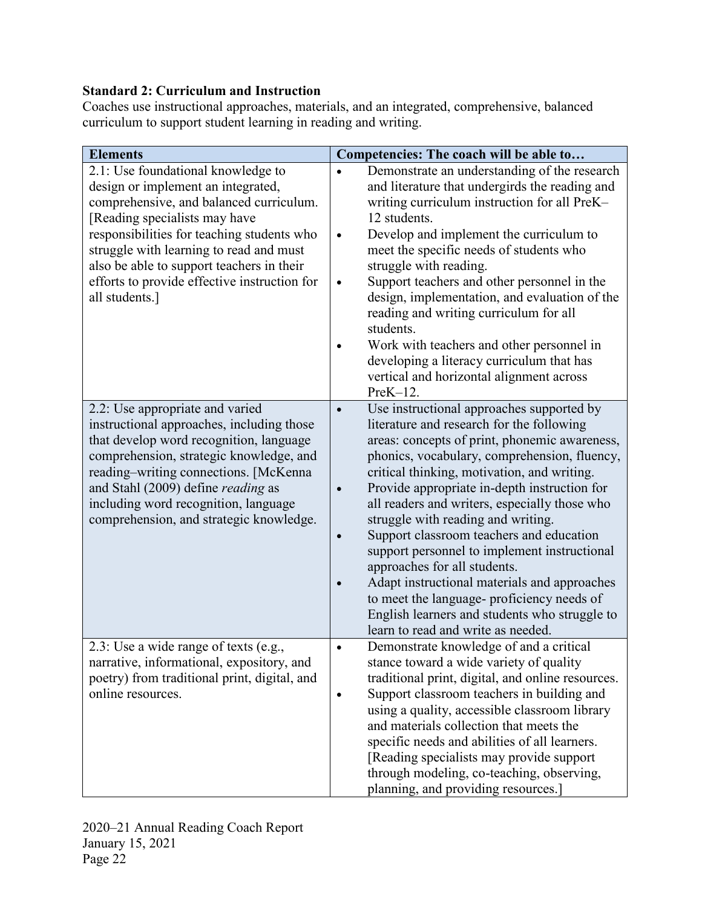**Standard 2: Curriculum and Instruction**

Coaches use instructional approaches, materials, and an integrated, comprehensive, balanced curriculum to support student learning in reading and writing.

| Elements | Competencies: The coach will be able to… |
| --- | --- |
| 2.1: Use foundational knowledge to design or implement an integrated, comprehensive, and balanced curriculum. [Reading specialists may have responsibilities for teaching students who struggle with learning to read and must also be able to support teachers in their efforts to provide effective instruction for all students.] | • Demonstrate an understanding of the research and literature that undergirds the reading and writing curriculum instruction for all PreK–12 students.<br>• Develop and implement the curriculum to meet the specific needs of students who struggle with reading.<br>• Support teachers and other personnel in the design, implementation, and evaluation of the reading and writing curriculum for all students.<br>• Work with teachers and other personnel in developing a literacy curriculum that has vertical and horizontal alignment across PreK–12. |
| 2.2: Use appropriate and varied instructional approaches, including those that develop word recognition, language comprehension, strategic knowledge, and reading–writing connections. [McKenna and Stahl (2009) define *reading* as including word recognition, language comprehension, and strategic knowledge. | • Use instructional approaches supported by literature and research for the following areas: concepts of print, phonemic awareness, phonics, vocabulary, comprehension, fluency, critical thinking, motivation, and writing.<br>• Provide appropriate in-depth instruction for all readers and writers, especially those who struggle with reading and writing.<br>• Support classroom teachers and education support personnel to implement instructional approaches for all students.<br>• Adapt instructional materials and approaches to meet the language- proficiency needs of English learners and students who struggle to learn to read and write as needed. |
| 2.3: Use a wide range of texts (e.g., narrative, informational, expository, and poetry) from traditional print, digital, and online resources. | • Demonstrate knowledge of and a critical stance toward a wide variety of quality traditional print, digital, and online resources.<br>• Support classroom teachers in building and using a quality, accessible classroom library and materials collection that meets the specific needs and abilities of all learners. [Reading specialists may provide support through modeling, co-teaching, observing, planning, and providing resources.] |

2020–21 Annual Reading Coach Report
January 15, 2021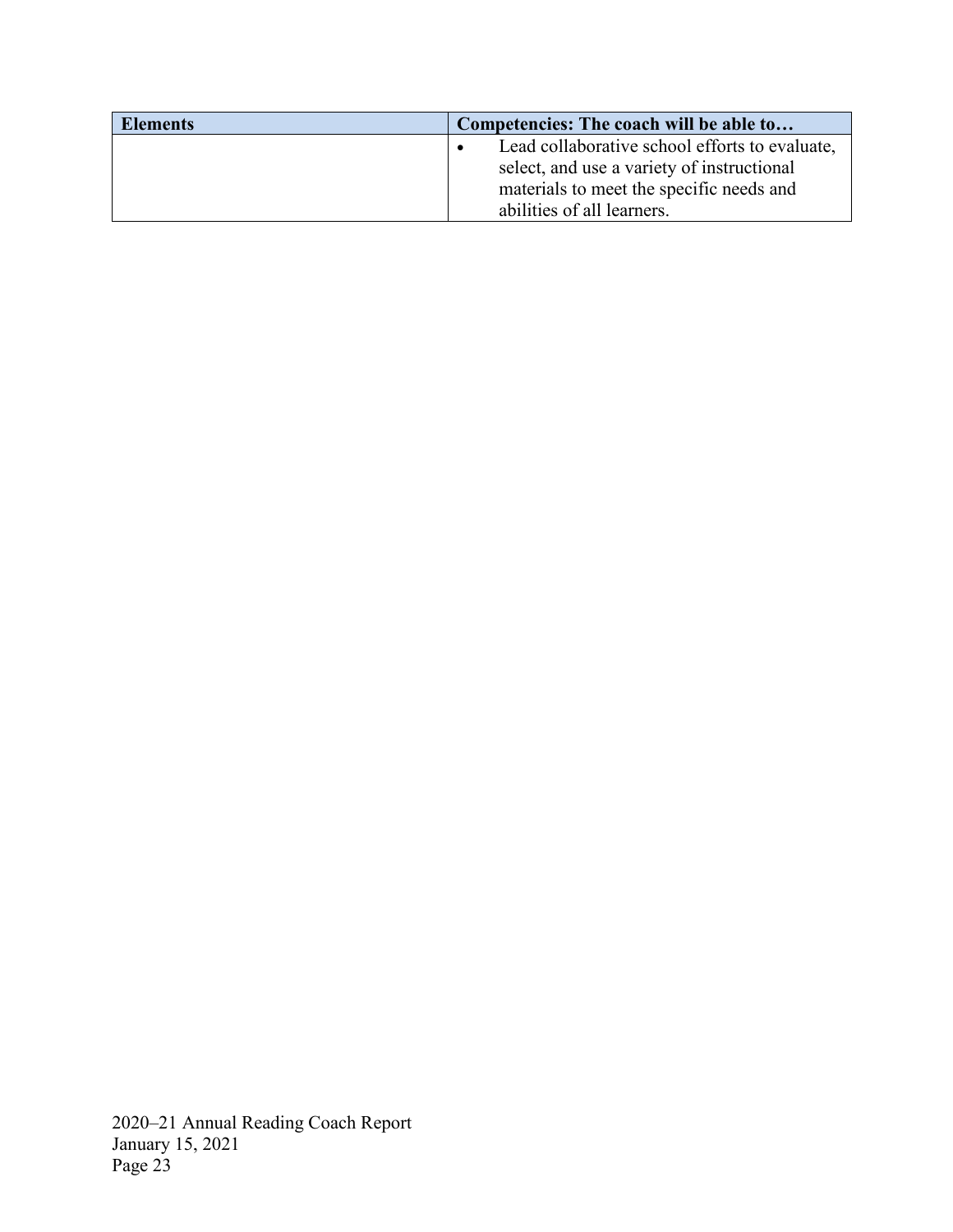| Elements | Competencies: The coach will be able to… |
| --- | --- |
| | • Lead collaborative school efforts to evaluate, select, and use a variety of instructional materials to meet the specific needs and abilities of all learners. |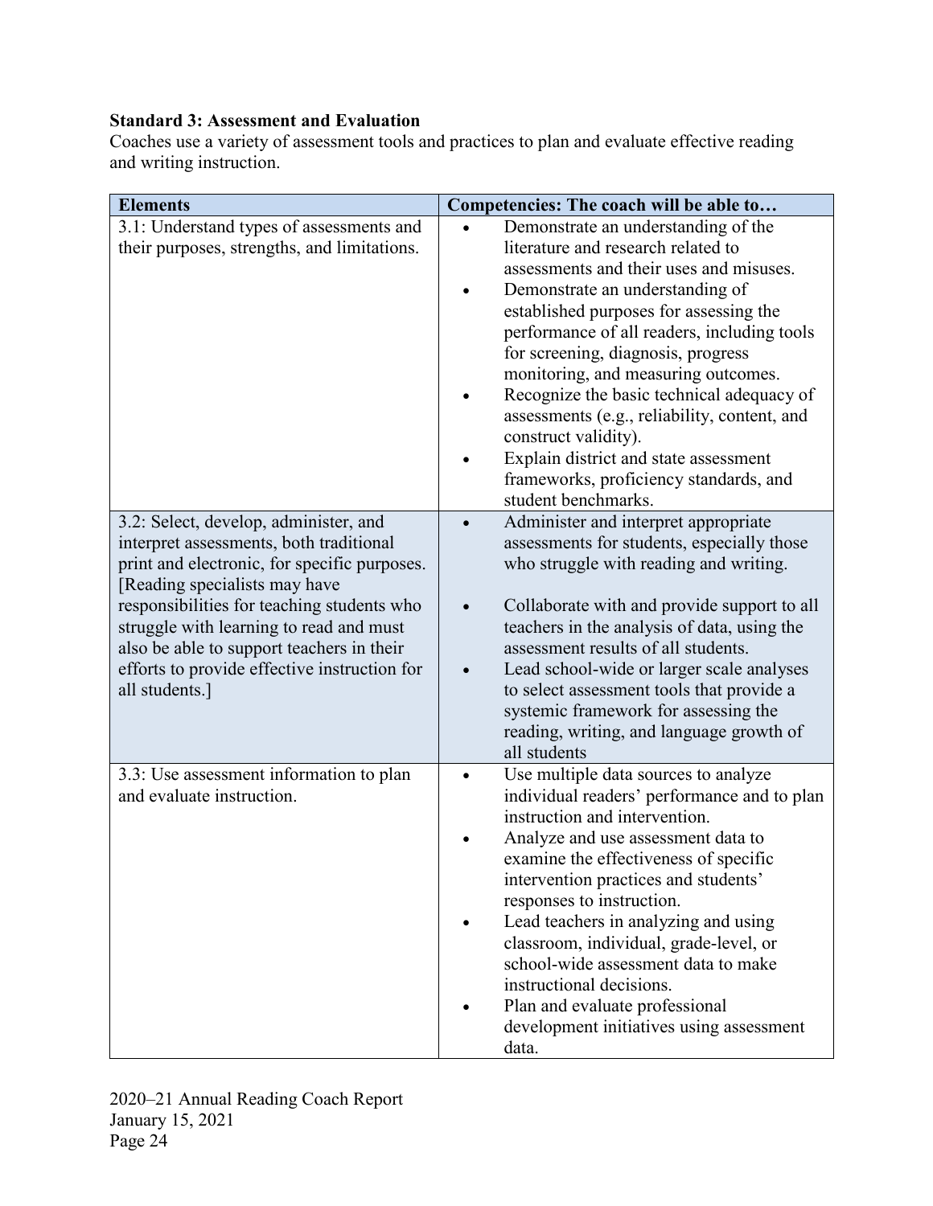**Standard 3: Assessment and Evaluation**

Coaches use a variety of assessment tools and practices to plan and evaluate effective reading and writing instruction.

| Elements | Competencies: The coach will be able to… |
| --- | --- |
| 3.1: Understand types of assessments and their purposes, strengths, and limitations. | • Demonstrate an understanding of the literature and research related to assessments and their uses and misuses.<br>• Demonstrate an understanding of established purposes for assessing the performance of all readers, including tools for screening, diagnosis, progress monitoring, and measuring outcomes.<br>• Recognize the basic technical adequacy of assessments (e.g., reliability, content, and construct validity).<br>• Explain district and state assessment frameworks, proficiency standards, and student benchmarks. |
| 3.2: Select, develop, administer, and interpret assessments, both traditional print and electronic, for specific purposes. [Reading specialists may have responsibilities for teaching students who struggle with learning to read and must also be able to support teachers in their efforts to provide effective instruction for all students.] | • Administer and interpret appropriate assessments for students, especially those who struggle with reading and writing.<br>• Collaborate with and provide support to all teachers in the analysis of data, using the assessment results of all students.<br>• Lead school-wide or larger scale analyses to select assessment tools that provide a systemic framework for assessing the reading, writing, and language growth of all students |
| 3.3: Use assessment information to plan and evaluate instruction. | • Use multiple data sources to analyze individual readers' performance and to plan instruction and intervention.<br>• Analyze and use assessment data to examine the effectiveness of specific intervention practices and students' responses to instruction.<br>• Lead teachers in analyzing and using classroom, individual, grade-level, or school-wide assessment data to make instructional decisions.<br>• Plan and evaluate professional development initiatives using assessment data. |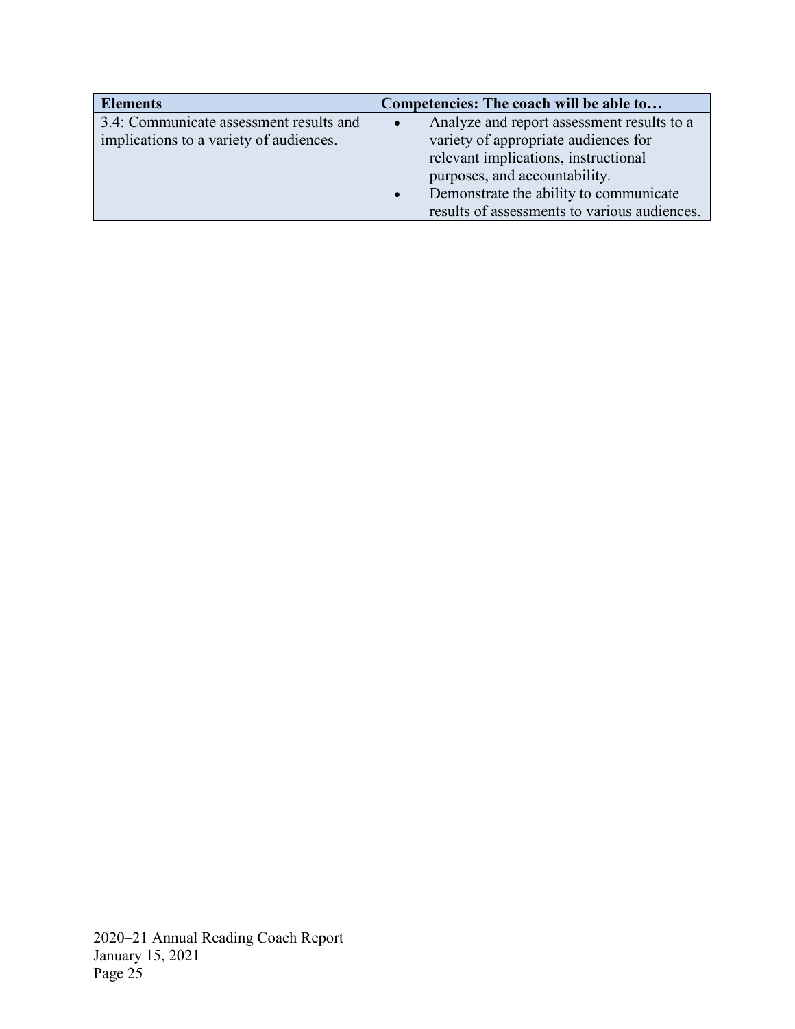| Elements | Competencies: The coach will be able to… |
|---|---|
| 3.4: Communicate assessment results and implications to a variety of audiences. | • Analyze and report assessment results to a variety of appropriate audiences for relevant implications, instructional purposes, and accountability.<br>• Demonstrate the ability to communicate results of assessments to various audiences. |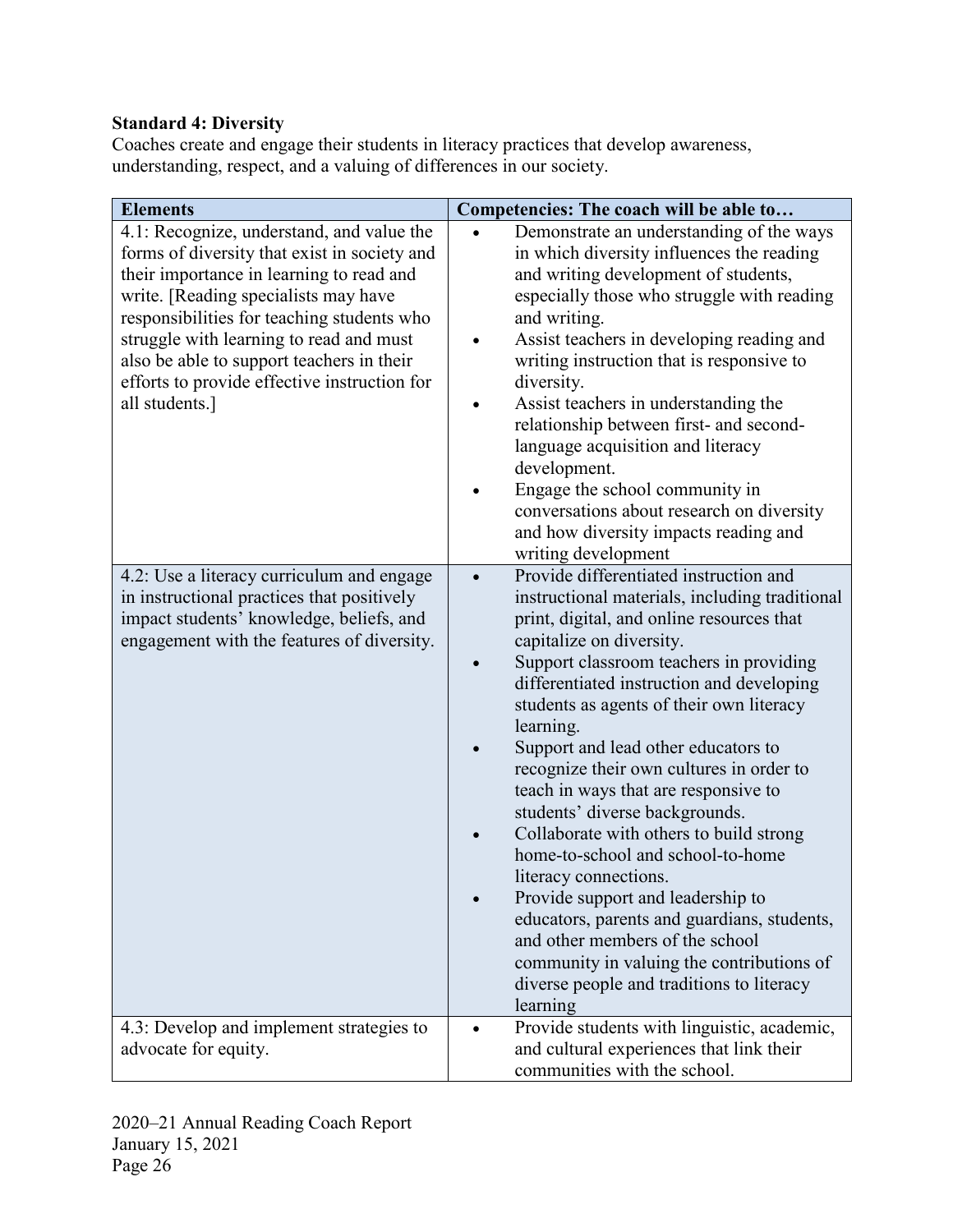**Standard 4: Diversity**

Coaches create and engage their students in literacy practices that develop awareness, understanding, respect, and a valuing of differences in our society.

| Elements | Competencies: The coach will be able to… |
| --- | --- |
| 4.1: Recognize, understand, and value the forms of diversity that exist in society and their importance in learning to read and write. [Reading specialists may have responsibilities for teaching students who struggle with learning to read and must also be able to support teachers in their efforts to provide effective instruction for all students.] | • Demonstrate an understanding of the ways in which diversity influences the reading and writing development of students, especially those who struggle with reading and writing.<br>• Assist teachers in developing reading and writing instruction that is responsive to diversity.<br>• Assist teachers in understanding the relationship between first- and second-language acquisition and literacy development.<br>• Engage the school community in conversations about research on diversity and how diversity impacts reading and writing development |
| 4.2: Use a literacy curriculum and engage in instructional practices that positively impact students' knowledge, beliefs, and engagement with the features of diversity. | • Provide differentiated instruction and instructional materials, including traditional print, digital, and online resources that capitalize on diversity.<br>• Support classroom teachers in providing differentiated instruction and developing students as agents of their own literacy learning.<br>• Support and lead other educators to recognize their own cultures in order to teach in ways that are responsive to students' diverse backgrounds.<br>• Collaborate with others to build strong home-to-school and school-to-home literacy connections.<br>• Provide support and leadership to educators, parents and guardians, students, and other members of the school community in valuing the contributions of diverse people and traditions to literacy learning |
| 4.3: Develop and implement strategies to advocate for equity. | • Provide students with linguistic, academic, and cultural experiences that link their communities with the school. |

2020–21 Annual Reading Coach Report
January 15, 2021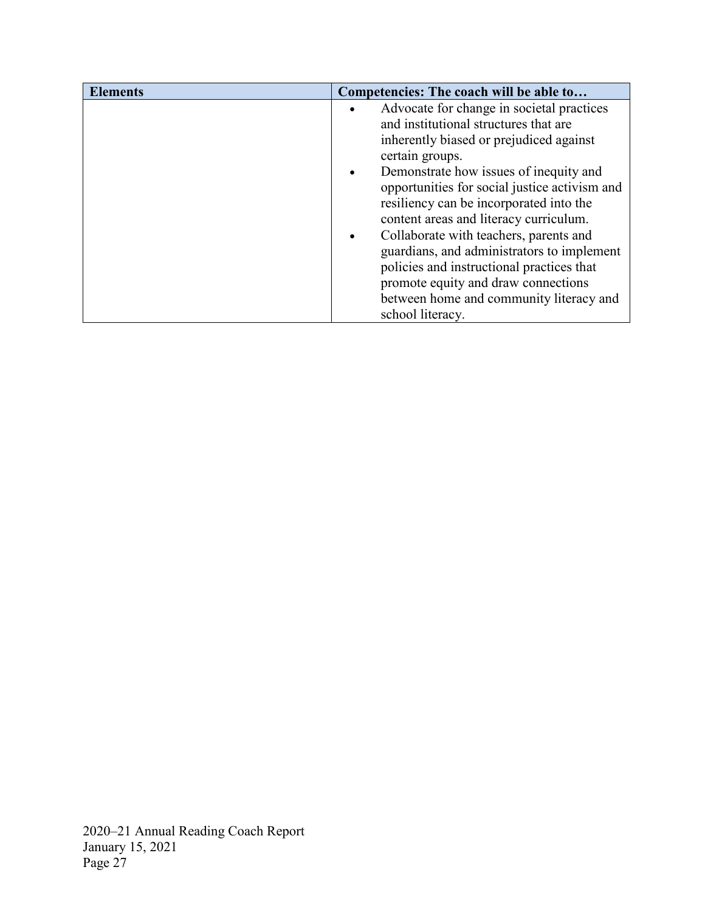| Elements | Competencies: The coach will be able to… |
| --- | --- |
| | • Advocate for change in societal practices and institutional structures that are inherently biased or prejudiced against certain groups.<br>• Demonstrate how issues of inequity and opportunities for social justice activism and resiliency can be incorporated into the content areas and literacy curriculum.<br>• Collaborate with teachers, parents and guardians, and administrators to implement policies and instructional practices that promote equity and draw connections between home and community literacy and school literacy. |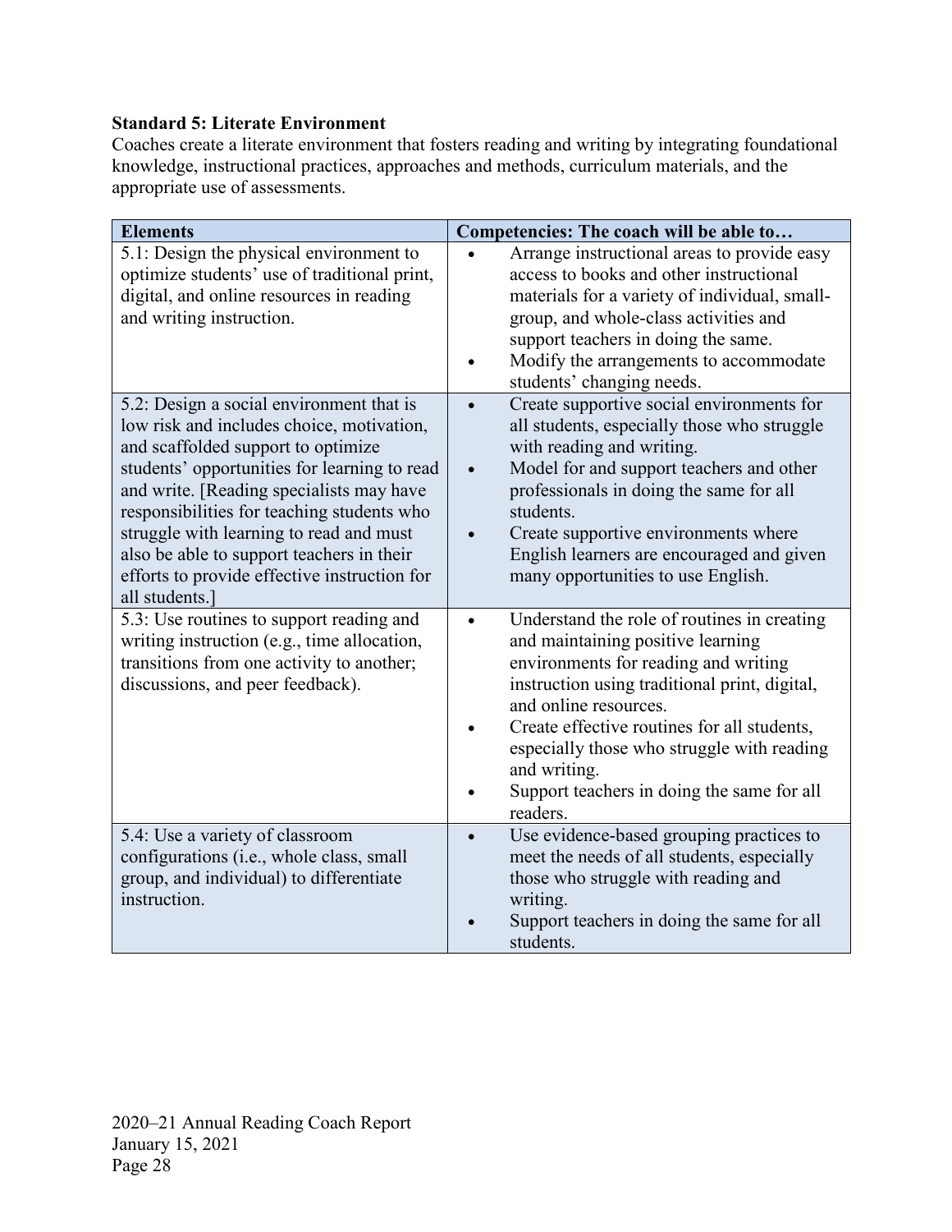**Standard 5: Literate Environment**

Coaches create a literate environment that fosters reading and writing by integrating foundational knowledge, instructional practices, approaches and methods, curriculum materials, and the appropriate use of assessments.

| Elements | Competencies: The coach will be able to… |
|---|---|
| 5.1: Design the physical environment to optimize students' use of traditional print, digital, and online resources in reading and writing instruction. | • Arrange instructional areas to provide easy access to books and other instructional materials for a variety of individual, small-group, and whole-class activities and support teachers in doing the same.<br>• Modify the arrangements to accommodate students' changing needs. |
| 5.2: Design a social environment that is low risk and includes choice, motivation, and scaffolded support to optimize students' opportunities for learning to read and write. [Reading specialists may have responsibilities for teaching students who struggle with learning to read and must also be able to support teachers in their efforts to provide effective instruction for all students.] | • Create supportive social environments for all students, especially those who struggle with reading and writing.<br>• Model for and support teachers and other professionals in doing the same for all students.<br>• Create supportive environments where English learners are encouraged and given many opportunities to use English. |
| 5.3: Use routines to support reading and writing instruction (e.g., time allocation, transitions from one activity to another; discussions, and peer feedback). | • Understand the role of routines in creating and maintaining positive learning environments for reading and writing instruction using traditional print, digital, and online resources.<br>• Create effective routines for all students, especially those who struggle with reading and writing.<br>• Support teachers in doing the same for all readers. |
| 5.4: Use a variety of classroom configurations (i.e., whole class, small group, and individual) to differentiate instruction. | • Use evidence-based grouping practices to meet the needs of all students, especially those who struggle with reading and writing.<br>• Support teachers in doing the same for all students. |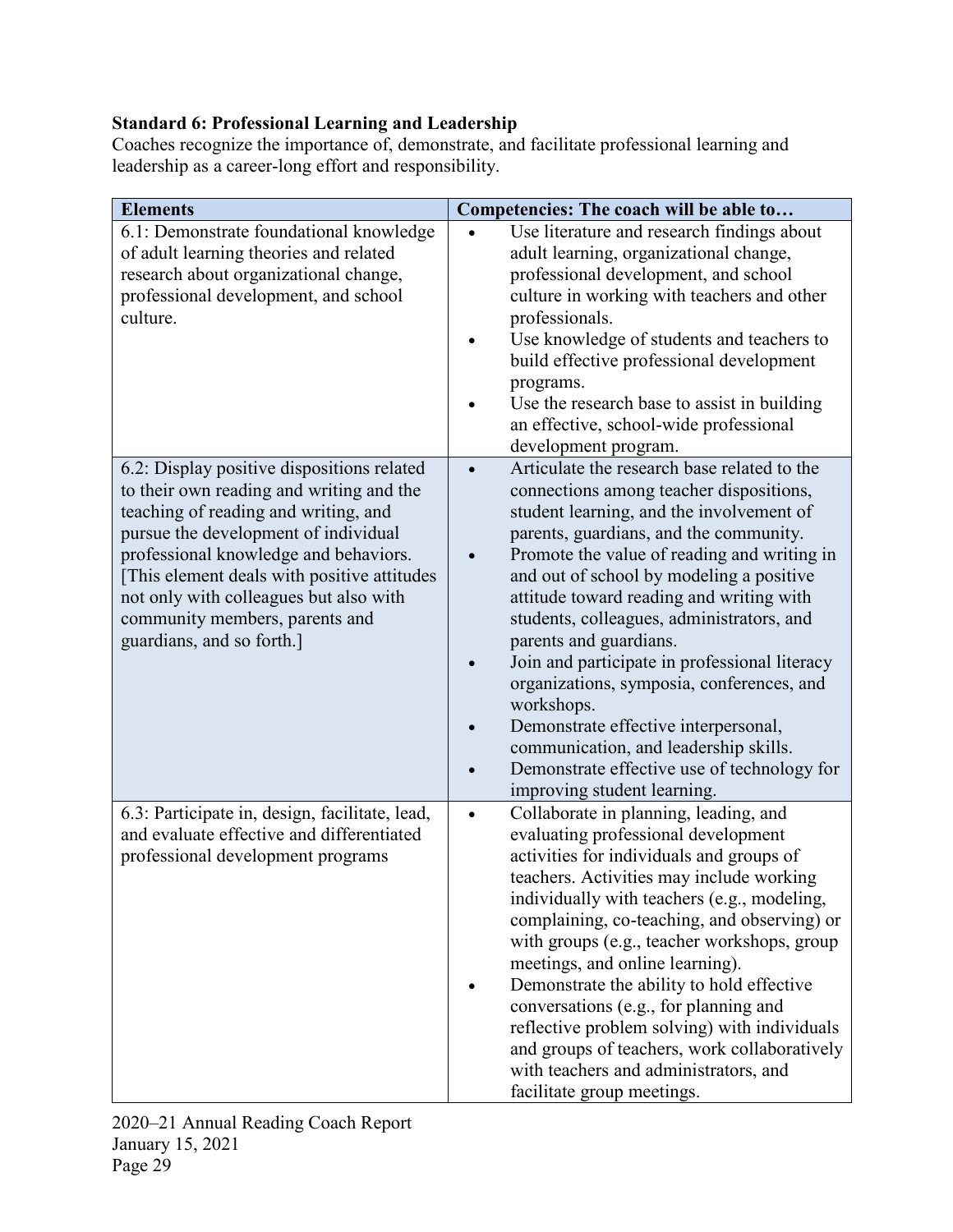**Standard 6: Professional Learning and Leadership**
Coaches recognize the importance of, demonstrate, and facilitate professional learning and leadership as a career-long effort and responsibility.

| Elements | Competencies: The coach will be able to… |
| --- | --- |
| 6.1: Demonstrate foundational knowledge of adult learning theories and related research about organizational change, professional development, and school culture. | • Use literature and research findings about adult learning, organizational change, professional development, and school culture in working with teachers and other professionals.<br>• Use knowledge of students and teachers to build effective professional development programs.<br>• Use the research base to assist in building an effective, school-wide professional development program. |
| 6.2: Display positive dispositions related to their own reading and writing and the teaching of reading and writing, and pursue the development of individual professional knowledge and behaviors. [This element deals with positive attitudes not only with colleagues but also with community members, parents and guardians, and so forth.] | • Articulate the research base related to the connections among teacher dispositions, student learning, and the involvement of parents, guardians, and the community.<br>• Promote the value of reading and writing in and out of school by modeling a positive attitude toward reading and writing with students, colleagues, administrators, and parents and guardians.<br>• Join and participate in professional literacy organizations, symposia, conferences, and workshops.<br>• Demonstrate effective interpersonal, communication, and leadership skills.<br>• Demonstrate effective use of technology for improving student learning. |
| 6.3: Participate in, design, facilitate, lead, and evaluate effective and differentiated professional development programs | • Collaborate in planning, leading, and evaluating professional development activities for individuals and groups of teachers. Activities may include working individually with teachers (e.g., modeling, complaining, co-teaching, and observing) or with groups (e.g., teacher workshops, group meetings, and online learning).<br>• Demonstrate the ability to hold effective conversations (e.g., for planning and reflective problem solving) with individuals and groups of teachers, work collaboratively with teachers and administrators, and facilitate group meetings. |

2020–21 Annual Reading Coach Report
January 15, 2021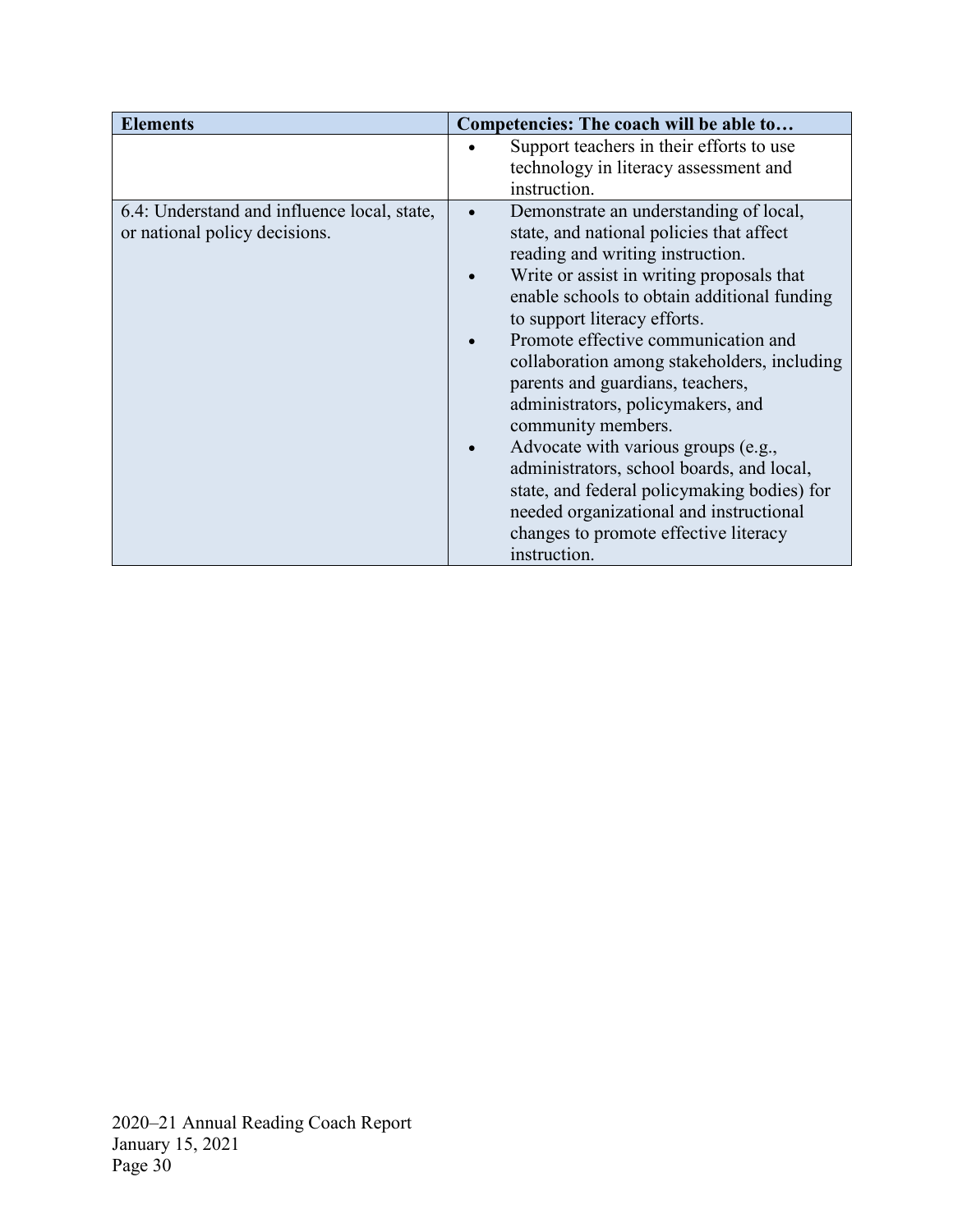| Elements | Competencies: The coach will be able to… |
|---|---|
| | • Support teachers in their efforts to use technology in literacy assessment and instruction. |
| 6.4: Understand and influence local, state, or national policy decisions. | • Demonstrate an understanding of local, state, and national policies that affect reading and writing instruction.<br>• Write or assist in writing proposals that enable schools to obtain additional funding to support literacy efforts.<br>• Promote effective communication and collaboration among stakeholders, including parents and guardians, teachers, administrators, policymakers, and community members.<br>• Advocate with various groups (e.g., administrators, school boards, and local, state, and federal policymaking bodies) for needed organizational and instructional changes to promote effective literacy instruction. |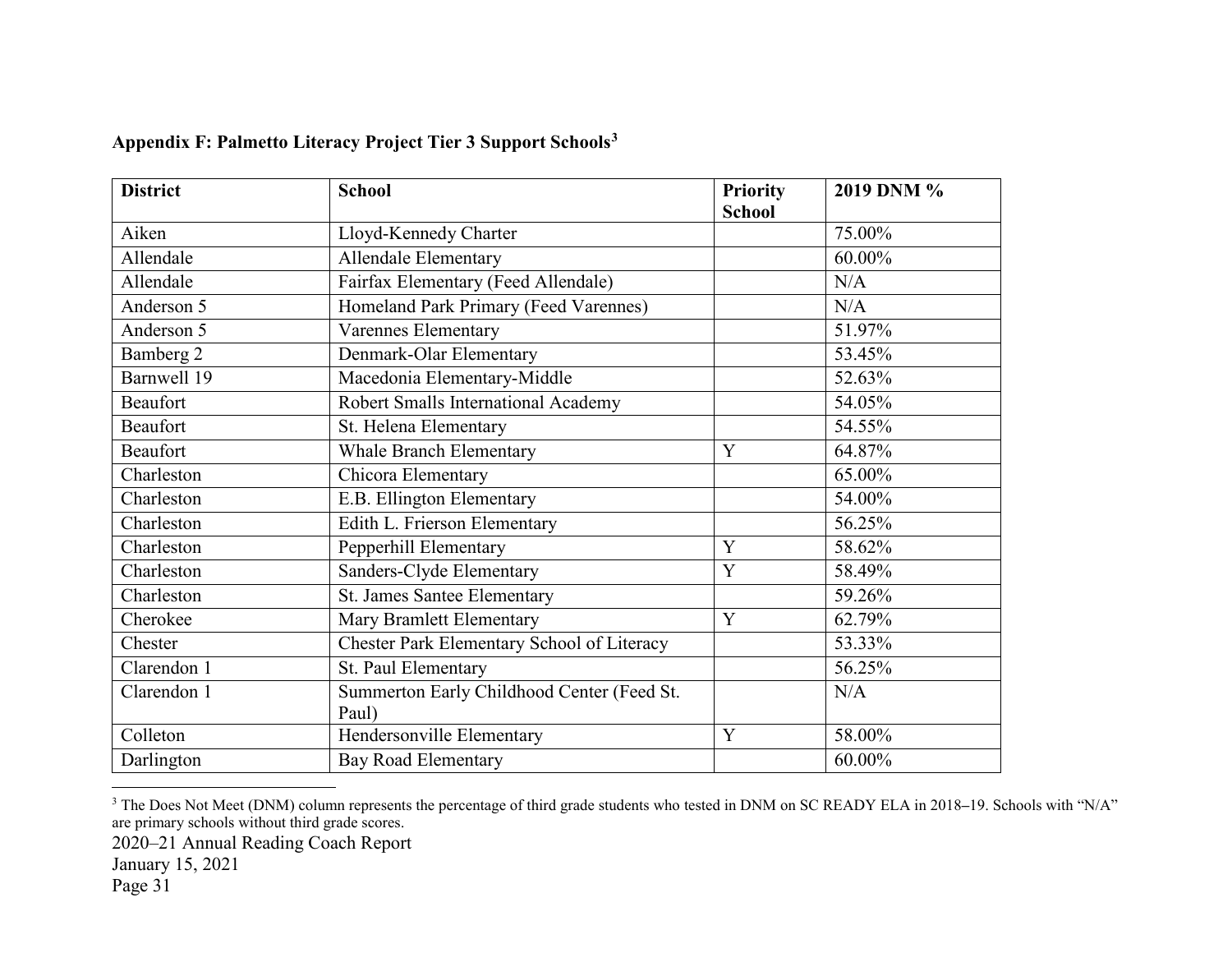### Appendix F: Palmetto Literacy Project Tier 3 Support Schools[3]

| District | School | Priority School | 2019 DNM % |
|---|---|---|---|
| Aiken | Lloyd-Kennedy Charter | | 75.00% |
| Allendale | Allendale Elementary | | 60.00% |
| Allendale | Fairfax Elementary (Feed Allendale) | | N/A |
| Anderson 5 | Homeland Park Primary (Feed Varennes) | | N/A |
| Anderson 5 | Varennes Elementary | | 51.97% |
| Bamberg 2 | Denmark-Olar Elementary | | 53.45% |
| Barnwell 19 | Macedonia Elementary-Middle | | 52.63% |
| Beaufort | Robert Smalls International Academy | | 54.05% |
| Beaufort | St. Helena Elementary | | 54.55% |
| Beaufort | Whale Branch Elementary | Y | 64.87% |
| Charleston | Chicora Elementary | | 65.00% |
| Charleston | E.B. Ellington Elementary | | 54.00% |
| Charleston | Edith L. Frierson Elementary | | 56.25% |
| Charleston | Pepperhill Elementary | Y | 58.62% |
| Charleston | Sanders-Clyde Elementary | Y | 58.49% |
| Charleston | St. James Santee Elementary | | 59.26% |
| Cherokee | Mary Bramlett Elementary | Y | 62.79% |
| Chester | Chester Park Elementary School of Literacy | | 53.33% |
| Clarendon 1 | St. Paul Elementary | | 56.25% |
| Clarendon 1 | Summerton Early Childhood Center (Feed St. Paul) | | N/A |
| Colleton | Hendersonville Elementary | Y | 58.00% |
| Darlington | Bay Road Elementary | | 60.00% |

[3] The Does Not Meet (DNM) column represents the percentage of third grade students who tested in DNM on SC READY ELA in 2018–19. Schools with "N/A" are primary schools without third grade scores.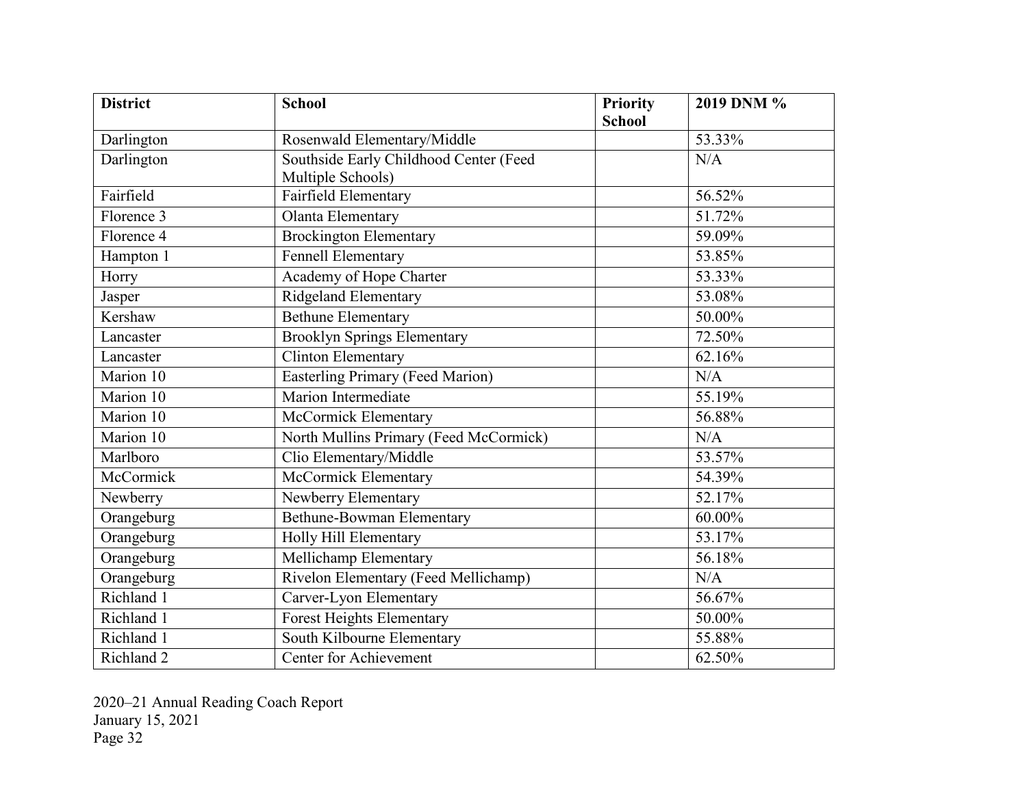| District | School | Priority School | 2019 DNM % |
|---|---|---|---|
| Darlington | Rosenwald Elementary/Middle | | 53.33% |
| Darlington | Southside Early Childhood Center (Feed Multiple Schools) | | N/A |
| Fairfield | Fairfield Elementary | | 56.52% |
| Florence 3 | Olanta Elementary | | 51.72% |
| Florence 4 | Brockington Elementary | | 59.09% |
| Hampton 1 | Fennell Elementary | | 53.85% |
| Horry | Academy of Hope Charter | | 53.33% |
| Jasper | Ridgeland Elementary | | 53.08% |
| Kershaw | Bethune Elementary | | 50.00% |
| Lancaster | Brooklyn Springs Elementary | | 72.50% |
| Lancaster | Clinton Elementary | | 62.16% |
| Marion 10 | Easterling Primary (Feed Marion) | | N/A |
| Marion 10 | Marion Intermediate | | 55.19% |
| Marion 10 | McCormick Elementary | | 56.88% |
| Marion 10 | North Mullins Primary (Feed McCormick) | | N/A |
| Marlboro | Clio Elementary/Middle | | 53.57% |
| McCormick | McCormick Elementary | | 54.39% |
| Newberry | Newberry Elementary | | 52.17% |
| Orangeburg | Bethune-Bowman Elementary | | 60.00% |
| Orangeburg | Holly Hill Elementary | | 53.17% |
| Orangeburg | Mellichamp Elementary | | 56.18% |
| Orangeburg | Rivelon Elementary (Feed Mellichamp) | | N/A |
| Richland 1 | Carver-Lyon Elementary | | 56.67% |
| Richland 1 | Forest Heights Elementary | | 50.00% |
| Richland 1 | South Kilbourne Elementary | | 55.88% |
| Richland 2 | Center for Achievement | | 62.50% |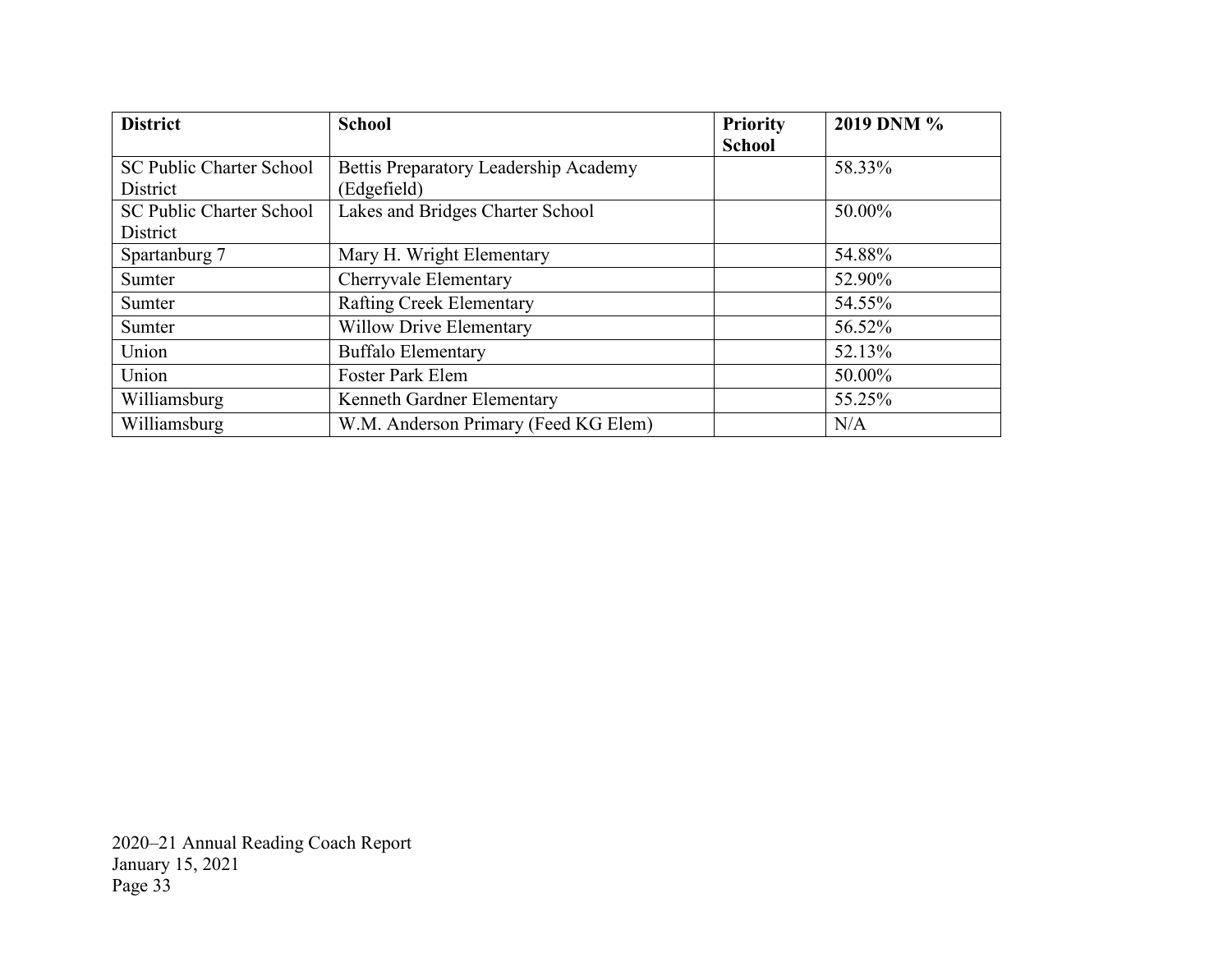| District | School | Priority School | 2019 DNM % |
|---|---|---|---|
| SC Public Charter School District | Bettis Preparatory Leadership Academy (Edgefield) | | 58.33% |
| SC Public Charter School District | Lakes and Bridges Charter School | | 50.00% |
| Spartanburg 7 | Mary H. Wright Elementary | | 54.88% |
| Sumter | Cherryvale Elementary | | 52.90% |
| Sumter | Rafting Creek Elementary | | 54.55% |
| Sumter | Willow Drive Elementary | | 56.52% |
| Union | Buffalo Elementary | | 52.13% |
| Union | Foster Park Elem | | 50.00% |
| Williamsburg | Kenneth Gardner Elementary | | 55.25% |
| Williamsburg | W.M. Anderson Primary (Feed KG Elem) | | N/A |